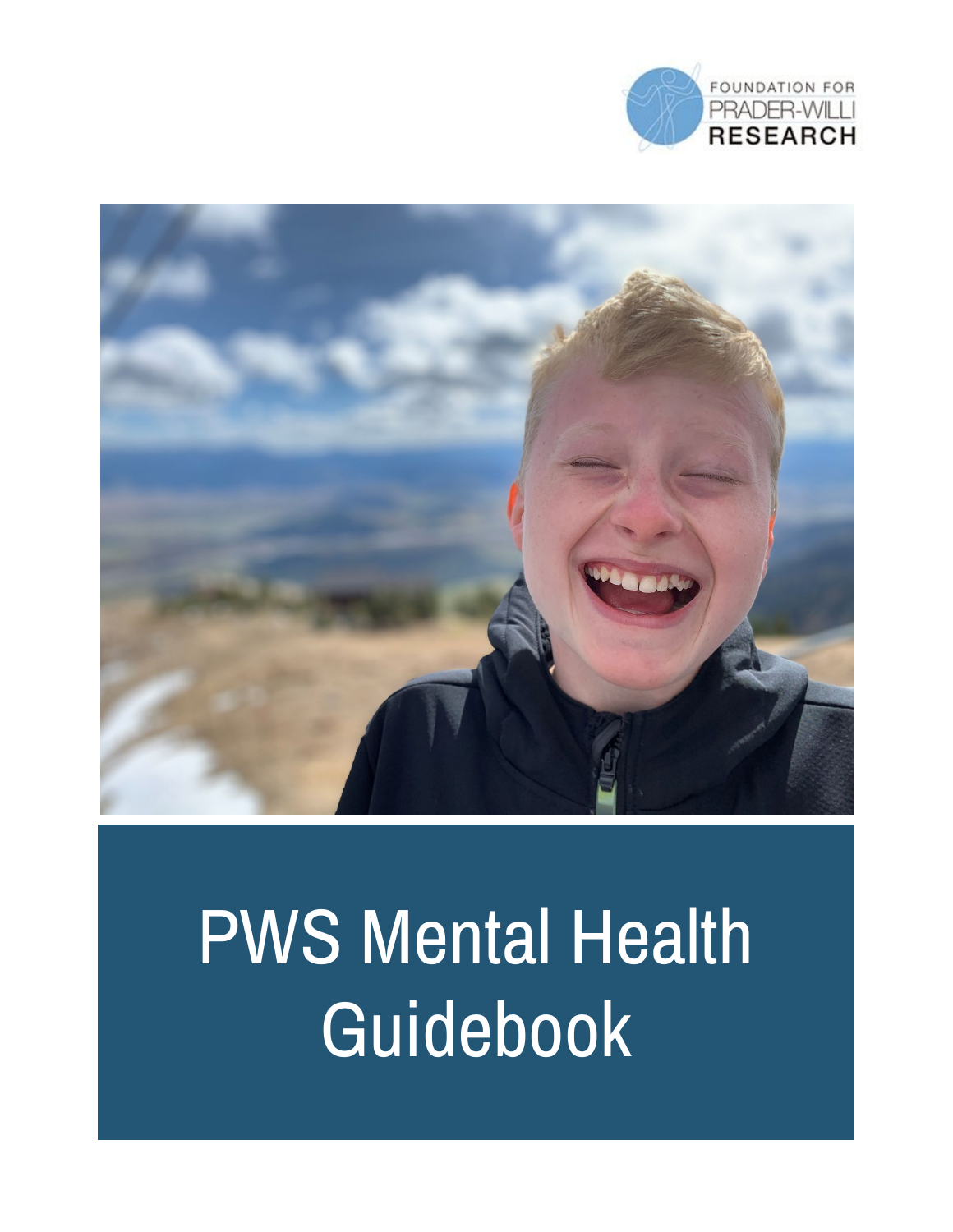FOUNDATION FOR PRADER-WILLI RESEARCH

# PWS Mental Health Guidebook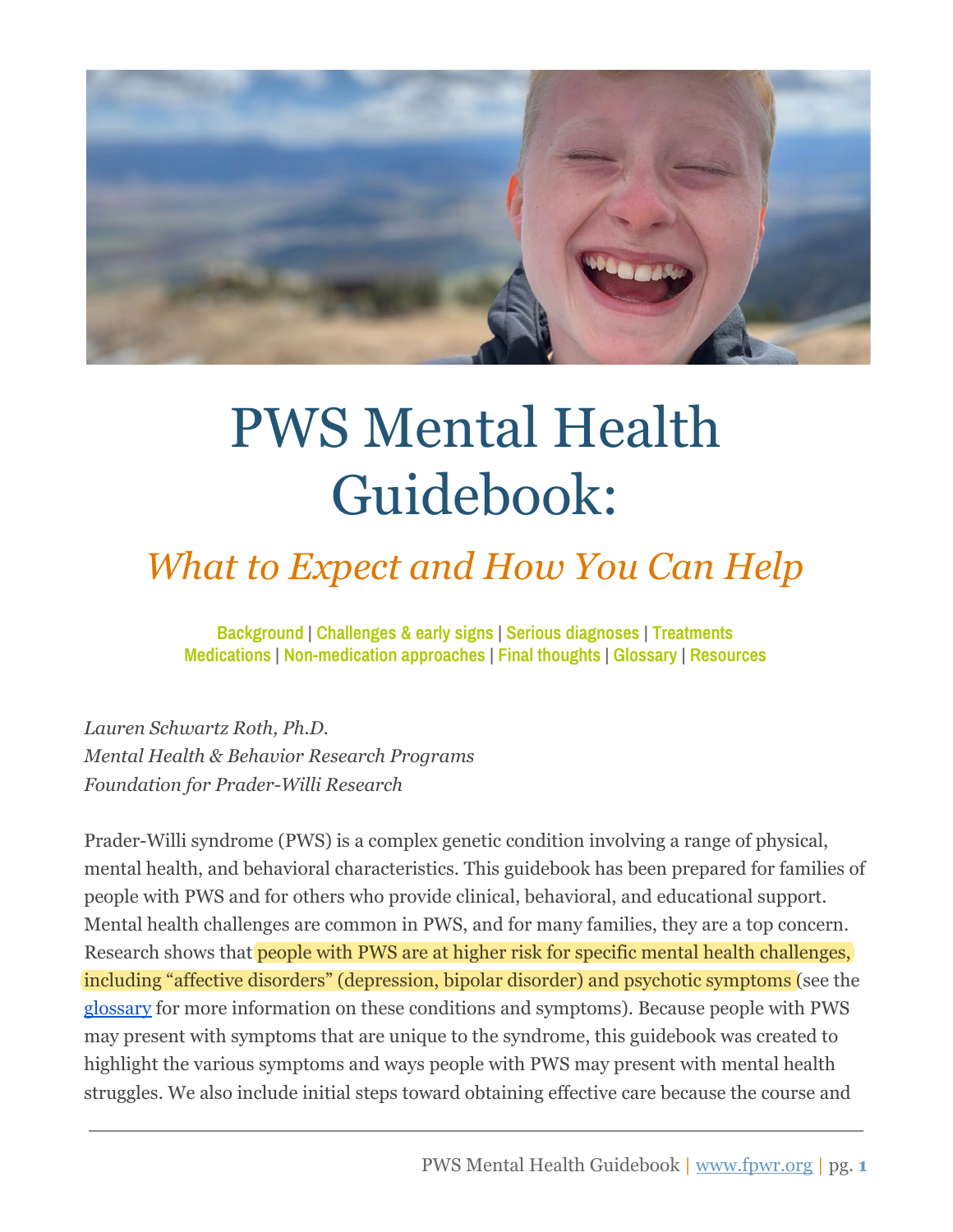# PWS Mental Health Guidebook:

## *What to Expect and How You Can Help*

**Background** | **Challenges & early signs** | **Serious diagnoses** | **Treatments**
**Medications** | **Non-medication approaches** | **Final thoughts** | **Glossary** | **Resources**

*Lauren Schwartz Roth, Ph.D.*
*Mental Health & Behavior Research Programs*
*Foundation for Prader-Willi Research*

Prader-Willi syndrome (PWS) is a complex genetic condition involving a range of physical, mental health, and behavioral characteristics. This guidebook has been prepared for families of people with PWS and for others who provide clinical, behavioral, and educational support. Mental health challenges are common in PWS, and for many families, they are a top concern. Research shows that people with PWS are at higher risk for specific mental health challenges, including "affective disorders" (depression, bipolar disorder) and psychotic symptoms (see the glossary for more information on these conditions and symptoms). Because people with PWS may present with symptoms that are unique to the syndrome, this guidebook was created to highlight the various symptoms and ways people with PWS may present with mental health struggles. We also include initial steps toward obtaining effective care because the course and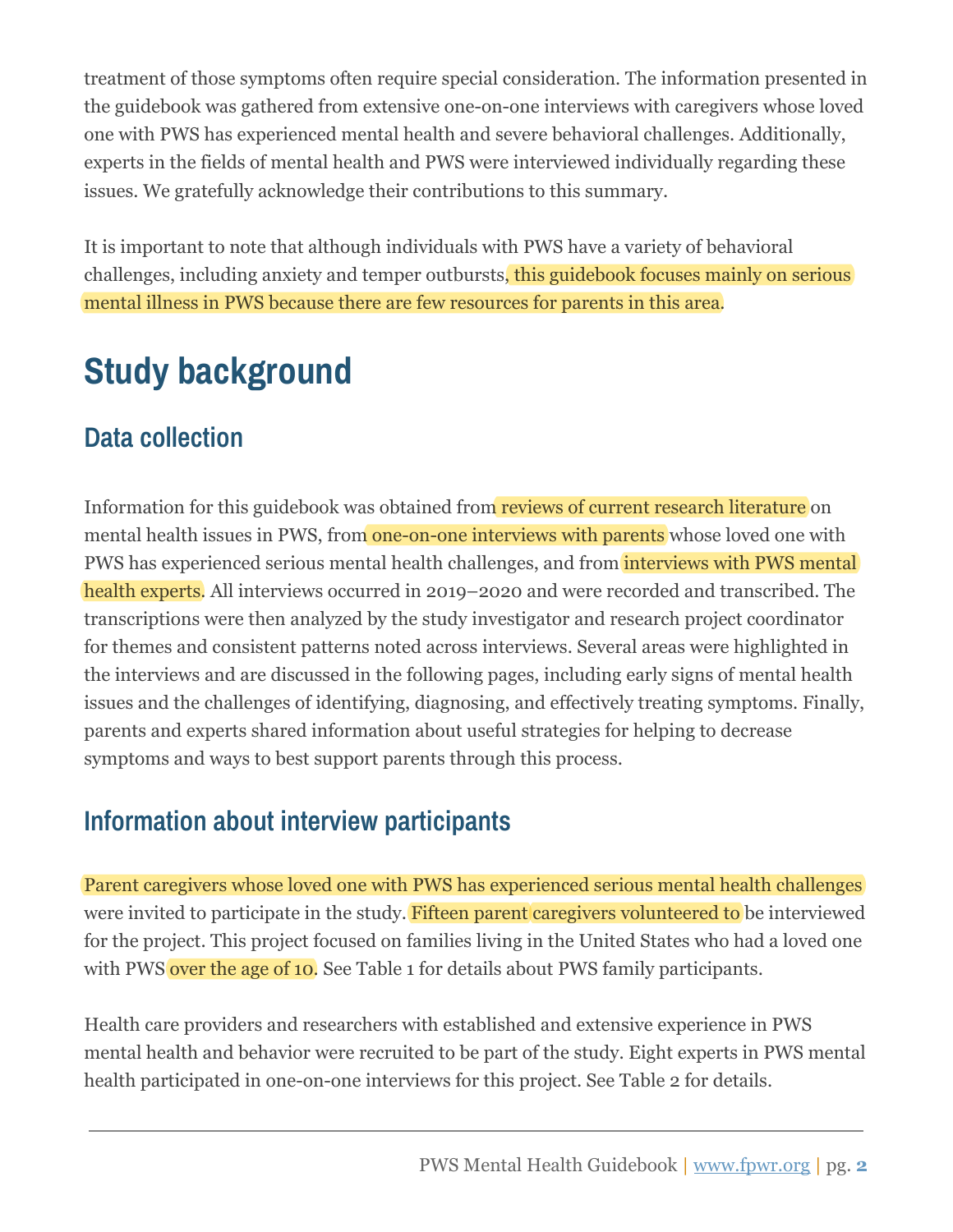treatment of those symptoms often require special consideration. The information presented in the guidebook was gathered from extensive one-on-one interviews with caregivers whose loved one with PWS has experienced mental health and severe behavioral challenges. Additionally, experts in the fields of mental health and PWS were interviewed individually regarding these issues. We gratefully acknowledge their contributions to this summary.

It is important to note that although individuals with PWS have a variety of behavioral challenges, including anxiety and temper outbursts, this guidebook focuses mainly on serious mental illness in PWS because there are few resources for parents in this area.

# Study background

## Data collection

Information for this guidebook was obtained from reviews of current research literature on mental health issues in PWS, from one-on-one interviews with parents whose loved one with PWS has experienced serious mental health challenges, and from interviews with PWS mental health experts. All interviews occurred in 2019–2020 and were recorded and transcribed. The transcriptions were then analyzed by the study investigator and research project coordinator for themes and consistent patterns noted across interviews. Several areas were highlighted in the interviews and are discussed in the following pages, including early signs of mental health issues and the challenges of identifying, diagnosing, and effectively treating symptoms. Finally, parents and experts shared information about useful strategies for helping to decrease symptoms and ways to best support parents through this process.

## Information about interview participants

Parent caregivers whose loved one with PWS has experienced serious mental health challenges were invited to participate in the study. Fifteen parent caregivers volunteered to be interviewed for the project. This project focused on families living in the United States who had a loved one with PWS over the age of 10. See Table 1 for details about PWS family participants.

Health care providers and researchers with established and extensive experience in PWS mental health and behavior were recruited to be part of the study. Eight experts in PWS mental health participated in one-on-one interviews for this project. See Table 2 for details.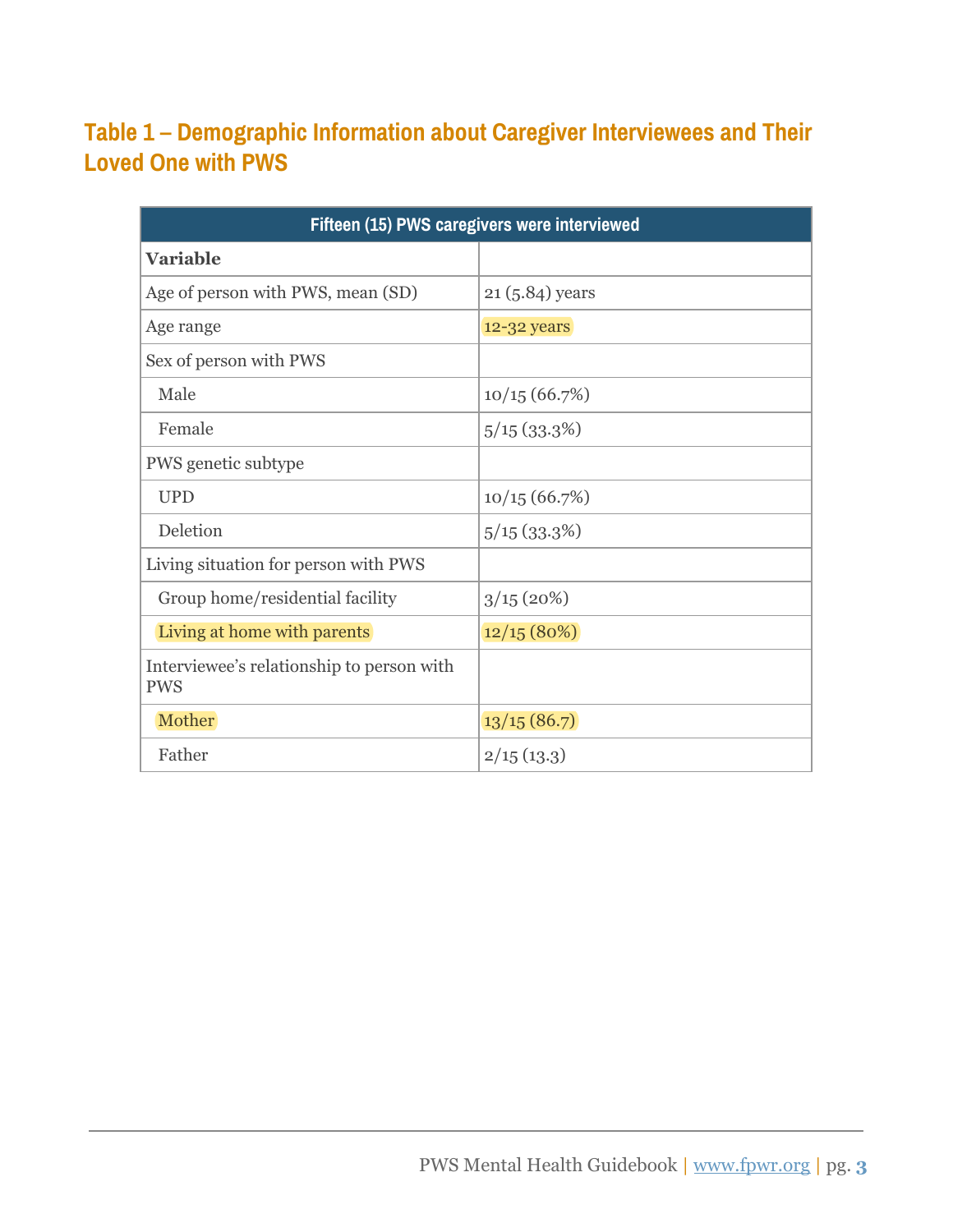## Table 1 – Demographic Information about Caregiver Interviewees and Their Loved One with PWS

| Fifteen (15) PWS caregivers were interviewed | |
|---|---|
| **Variable** | |
| Age of person with PWS, mean (SD) | 21 (5.84) years |
| Age range | 12-32 years |
| Sex of person with PWS | |
| Male | 10/15 (66.7%) |
| Female | 5/15 (33.3%) |
| PWS genetic subtype | |
| UPD | 10/15 (66.7%) |
| Deletion | 5/15 (33.3%) |
| Living situation for person with PWS | |
| Group home/residential facility | 3/15 (20%) |
| Living at home with parents | 12/15 (80%) |
| Interviewee's relationship to person with PWS | |
| Mother | 13/15 (86.7) |
| Father | 2/15 (13.3) |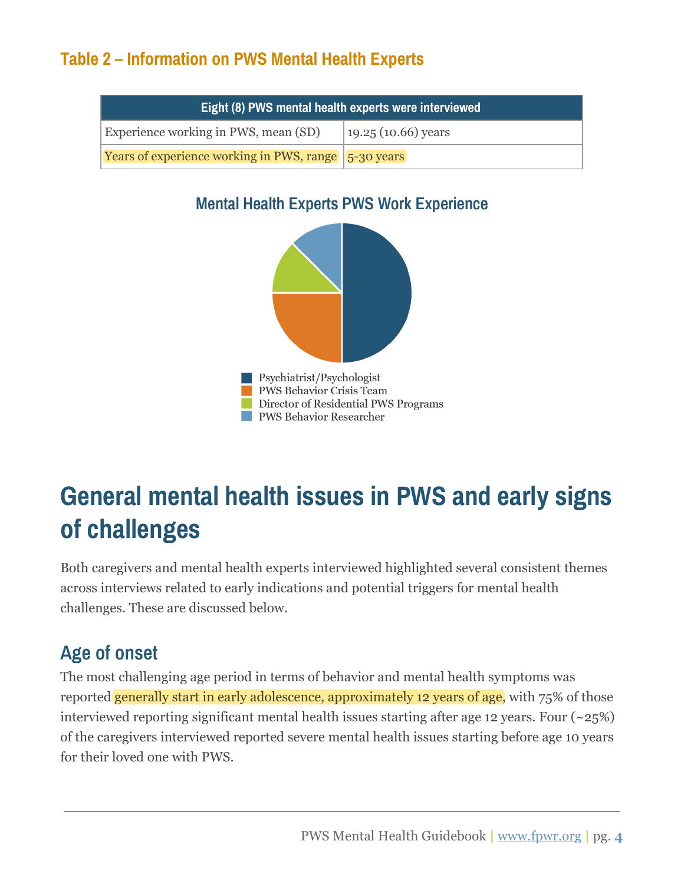### Table 2 – Information on PWS Mental Health Experts

| Eight (8) PWS mental health experts were interviewed | |
|---|---|
| Experience working in PWS, mean (SD) | 19.25 (10.66) years |
| Years of experience working in PWS, range | 5-30 years |

**Mental Health Experts PWS Work Experience**

- Psychiatrist/Psychologist
- PWS Behavior Crisis Team
- Director of Residential PWS Programs
- PWS Behavior Researcher

# General mental health issues in PWS and early signs of challenges

Both caregivers and mental health experts interviewed highlighted several consistent themes across interviews related to early indications and potential triggers for mental health challenges. These are discussed below.

## Age of onset

The most challenging age period in terms of behavior and mental health symptoms was reported generally start in early adolescence, approximately 12 years of age, with 75% of those interviewed reporting significant mental health issues starting after age 12 years. Four (~25%) of the caregivers interviewed reported severe mental health issues starting before age 10 years for their loved one with PWS.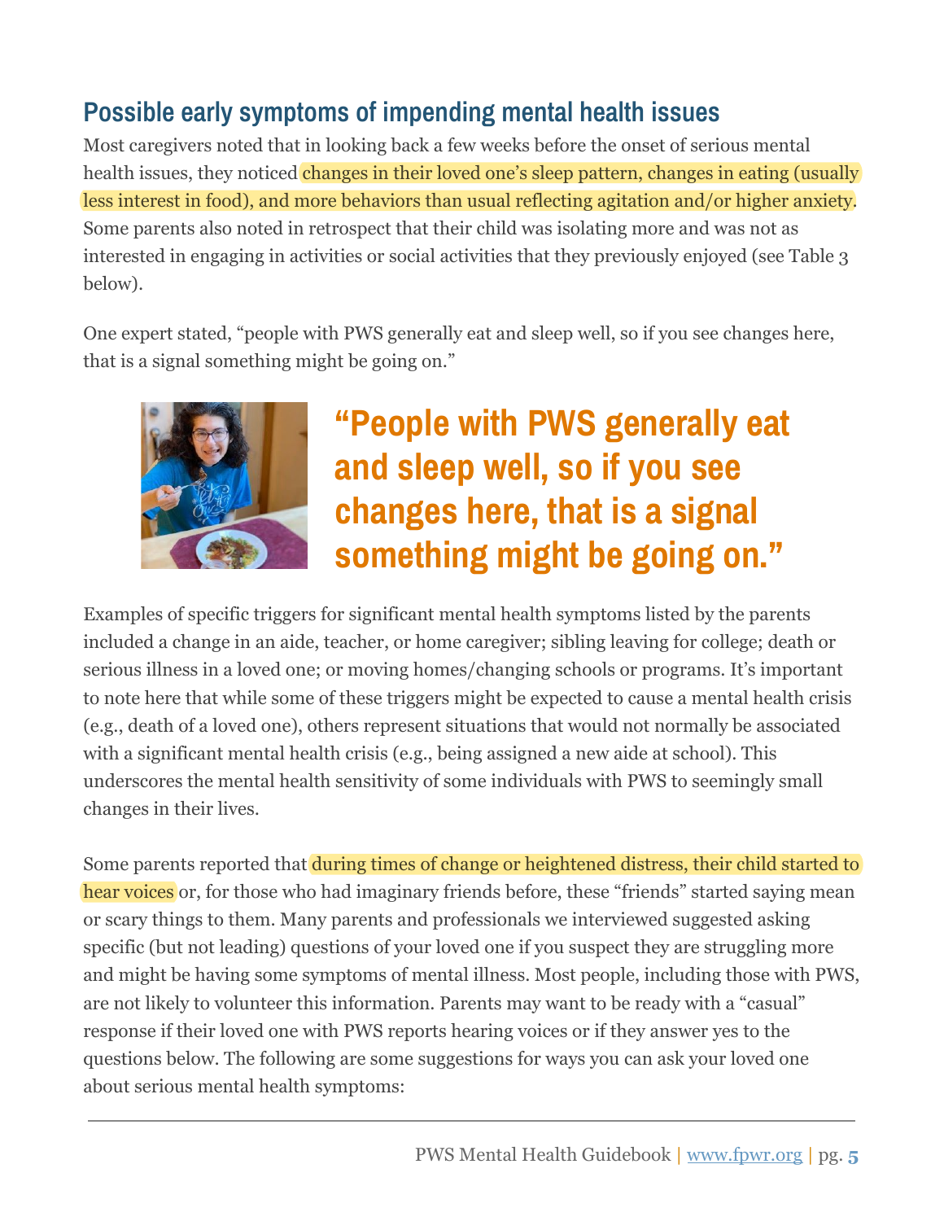## Possible early symptoms of impending mental health issues

Most caregivers noted that in looking back a few weeks before the onset of serious mental health issues, they noticed changes in their loved one's sleep pattern, changes in eating (usually less interest in food), and more behaviors than usual reflecting agitation and/or higher anxiety. Some parents also noted in retrospect that their child was isolating more and was not as interested in engaging in activities or social activities that they previously enjoyed (see Table 3 below).

One expert stated, "people with PWS generally eat and sleep well, so if you see changes here, that is a signal something might be going on."

**"People with PWS generally eat and sleep well, so if you see changes here, that is a signal something might be going on."**

Examples of specific triggers for significant mental health symptoms listed by the parents included a change in an aide, teacher, or home caregiver; sibling leaving for college; death or serious illness in a loved one; or moving homes/changing schools or programs. It's important to note here that while some of these triggers might be expected to cause a mental health crisis (e.g., death of a loved one), others represent situations that would not normally be associated with a significant mental health crisis (e.g., being assigned a new aide at school). This underscores the mental health sensitivity of some individuals with PWS to seemingly small changes in their lives.

Some parents reported that during times of change or heightened distress, their child started to hear voices or, for those who had imaginary friends before, these "friends" started saying mean or scary things to them. Many parents and professionals we interviewed suggested asking specific (but not leading) questions of your loved one if you suspect they are struggling more and might be having some symptoms of mental illness. Most people, including those with PWS, are not likely to volunteer this information. Parents may want to be ready with a "casual" response if their loved one with PWS reports hearing voices or if they answer yes to the questions below. The following are some suggestions for ways you can ask your loved one about serious mental health symptoms: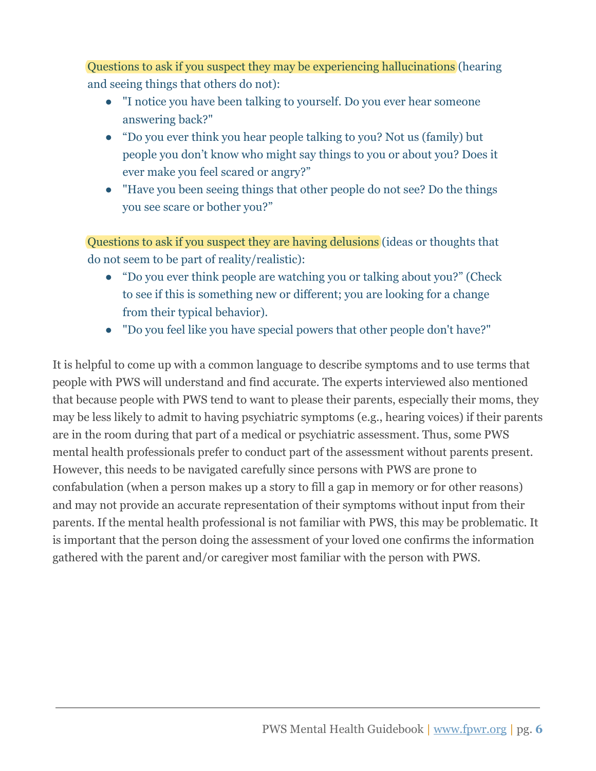Questions to ask if you suspect they may be experiencing hallucinations (hearing and seeing things that others do not):

- "I notice you have been talking to yourself. Do you ever hear someone answering back?"
- "Do you ever think you hear people talking to you? Not us (family) but people you don't know who might say things to you or about you? Does it ever make you feel scared or angry?"
- "Have you been seeing things that other people do not see? Do the things you see scare or bother you?"

Questions to ask if you suspect they are having delusions (ideas or thoughts that do not seem to be part of reality/realistic):

- "Do you ever think people are watching you or talking about you?" (Check to see if this is something new or different; you are looking for a change from their typical behavior).
- "Do you feel like you have special powers that other people don't have?"

It is helpful to come up with a common language to describe symptoms and to use terms that people with PWS will understand and find accurate. The experts interviewed also mentioned that because people with PWS tend to want to please their parents, especially their moms, they may be less likely to admit to having psychiatric symptoms (e.g., hearing voices) if their parents are in the room during that part of a medical or psychiatric assessment. Thus, some PWS mental health professionals prefer to conduct part of the assessment without parents present. However, this needs to be navigated carefully since persons with PWS are prone to confabulation (when a person makes up a story to fill a gap in memory or for other reasons) and may not provide an accurate representation of their symptoms without input from their parents. If the mental health professional is not familiar with PWS, this may be problematic. It is important that the person doing the assessment of your loved one confirms the information gathered with the parent and/or caregiver most familiar with the person with PWS.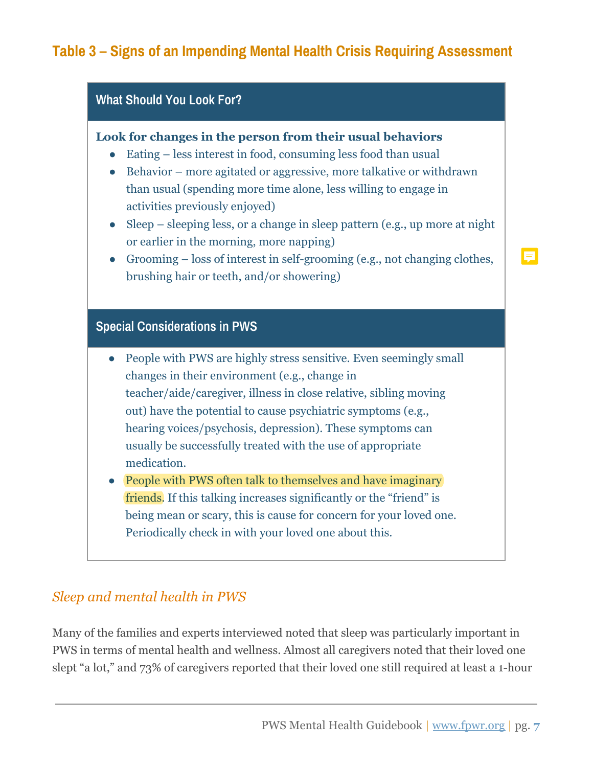## Table 3 – Signs of an Impending Mental Health Crisis Requiring Assessment

### What Should You Look For?

**Look for changes in the person from their usual behaviors**

- Eating – less interest in food, consuming less food than usual
- Behavior – more agitated or aggressive, more talkative or withdrawn than usual (spending more time alone, less willing to engage in activities previously enjoyed)
- Sleep – sleeping less, or a change in sleep pattern (e.g., up more at night or earlier in the morning, more napping)
- Grooming – loss of interest in self-grooming (e.g., not changing clothes, brushing hair or teeth, and/or showering)

### Special Considerations in PWS

- People with PWS are highly stress sensitive. Even seemingly small changes in their environment (e.g., change in teacher/aide/caregiver, illness in close relative, sibling moving out) have the potential to cause psychiatric symptoms (e.g., hearing voices/psychosis, depression). These symptoms can usually be successfully treated with the use of appropriate medication.
- People with PWS often talk to themselves and have imaginary friends. If this talking increases significantly or the "friend" is being mean or scary, this is cause for concern for your loved one. Periodically check in with your loved one about this.

### *Sleep and mental health in PWS*

Many of the families and experts interviewed noted that sleep was particularly important in PWS in terms of mental health and wellness. Almost all caregivers noted that their loved one slept "a lot," and 73% of caregivers reported that their loved one still required at least a 1-hour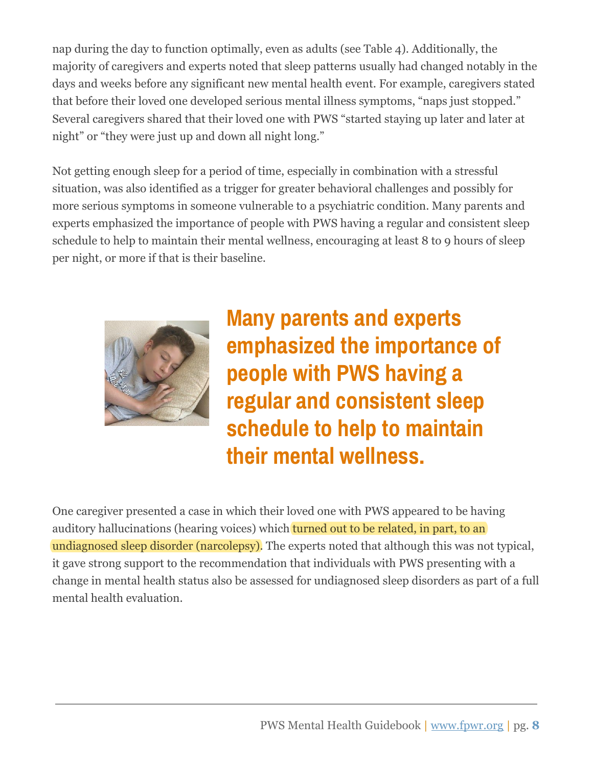nap during the day to function optimally, even as adults (see Table 4). Additionally, the majority of caregivers and experts noted that sleep patterns usually had changed notably in the days and weeks before any significant new mental health event. For example, caregivers stated that before their loved one developed serious mental illness symptoms, "naps just stopped." Several caregivers shared that their loved one with PWS "started staying up later and later at night" or "they were just up and down all night long."

Not getting enough sleep for a period of time, especially in combination with a stressful situation, was also identified as a trigger for greater behavioral challenges and possibly for more serious symptoms in someone vulnerable to a psychiatric condition. Many parents and experts emphasized the importance of people with PWS having a regular and consistent sleep schedule to help to maintain their mental wellness, encouraging at least 8 to 9 hours of sleep per night, or more if that is their baseline.

**Many parents and experts emphasized the importance of people with PWS having a regular and consistent sleep schedule to help to maintain their mental wellness.**

One caregiver presented a case in which their loved one with PWS appeared to be having auditory hallucinations (hearing voices) which turned out to be related, in part, to an undiagnosed sleep disorder (narcolepsy). The experts noted that although this was not typical, it gave strong support to the recommendation that individuals with PWS presenting with a change in mental health status also be assessed for undiagnosed sleep disorders as part of a full mental health evaluation.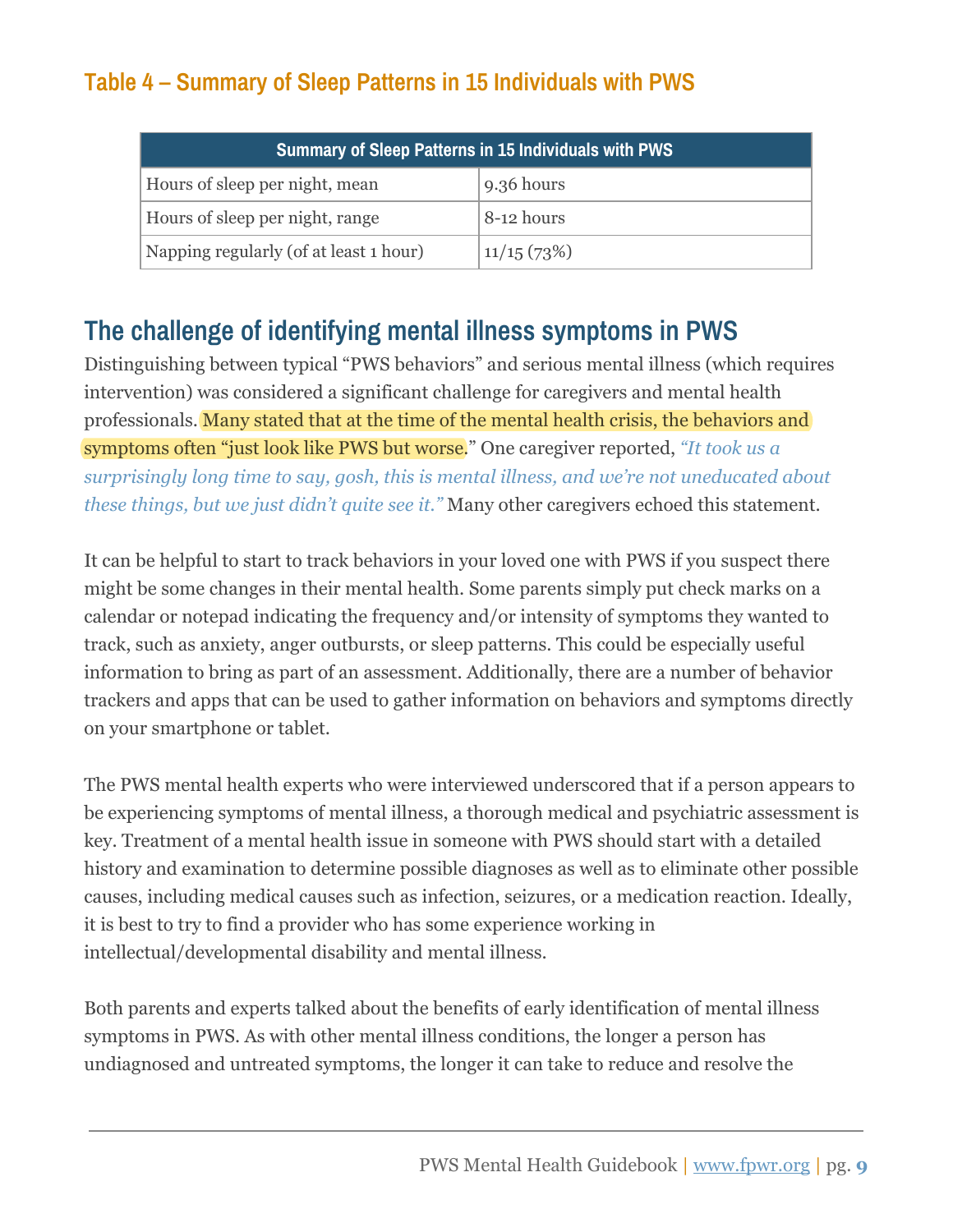### Table 4 – Summary of Sleep Patterns in 15 Individuals with PWS

| Summary of Sleep Patterns in 15 Individuals with PWS | |
|---|---|
| Hours of sleep per night, mean | 9.36 hours |
| Hours of sleep per night, range | 8-12 hours |
| Napping regularly (of at least 1 hour) | 11/15 (73%) |

## The challenge of identifying mental illness symptoms in PWS

Distinguishing between typical "PWS behaviors" and serious mental illness (which requires intervention) was considered a significant challenge for caregivers and mental health professionals. Many stated that at the time of the mental health crisis, the behaviors and symptoms often "just look like PWS but worse." One caregiver reported, *"It took us a surprisingly long time to say, gosh, this is mental illness, and we're not uneducated about these things, but we just didn't quite see it."* Many other caregivers echoed this statement.

It can be helpful to start to track behaviors in your loved one with PWS if you suspect there might be some changes in their mental health. Some parents simply put check marks on a calendar or notepad indicating the frequency and/or intensity of symptoms they wanted to track, such as anxiety, anger outbursts, or sleep patterns. This could be especially useful information to bring as part of an assessment. Additionally, there are a number of behavior trackers and apps that can be used to gather information on behaviors and symptoms directly on your smartphone or tablet.

The PWS mental health experts who were interviewed underscored that if a person appears to be experiencing symptoms of mental illness, a thorough medical and psychiatric assessment is key. Treatment of a mental health issue in someone with PWS should start with a detailed history and examination to determine possible diagnoses as well as to eliminate other possible causes, including medical causes such as infection, seizures, or a medication reaction. Ideally, it is best to try to find a provider who has some experience working in intellectual/developmental disability and mental illness.

Both parents and experts talked about the benefits of early identification of mental illness symptoms in PWS. As with other mental illness conditions, the longer a person has undiagnosed and untreated symptoms, the longer it can take to reduce and resolve the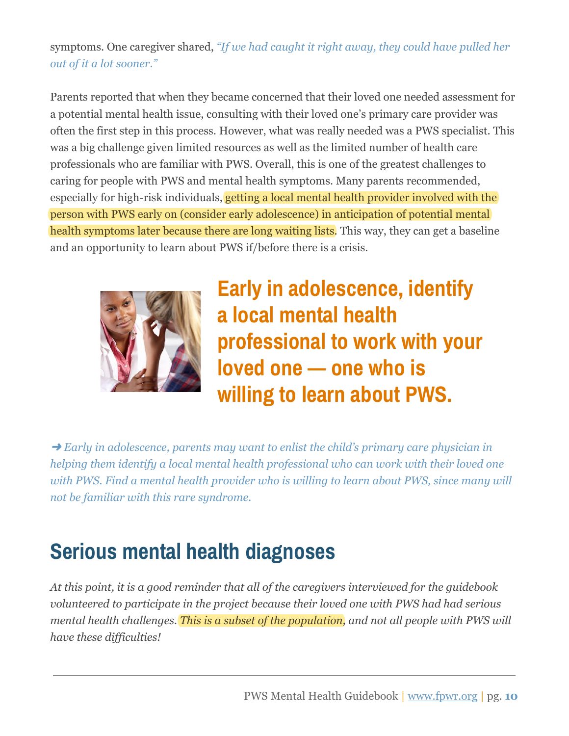symptoms. One caregiver shared, *"If we had caught it right away, they could have pulled her out of it a lot sooner."*

Parents reported that when they became concerned that their loved one needed assessment for a potential mental health issue, consulting with their loved one's primary care provider was often the first step in this process. However, what was really needed was a PWS specialist. This was a big challenge given limited resources as well as the limited number of health care professionals who are familiar with PWS. Overall, this is one of the greatest challenges to caring for people with PWS and mental health symptoms. Many parents recommended, especially for high-risk individuals, getting a local mental health provider involved with the person with PWS early on (consider early adolescence) in anticipation of potential mental health symptoms later because there are long waiting lists. This way, they can get a baseline and an opportunity to learn about PWS if/before there is a crisis.

**Early in adolescence, identify a local mental health professional to work with your loved one — one who is willing to learn about PWS.**

➜ *Early in adolescence, parents may want to enlist the child's primary care physician in helping them identify a local mental health professional who can work with their loved one with PWS. Find a mental health provider who is willing to learn about PWS, since many will not be familiar with this rare syndrome.*

## Serious mental health diagnoses

*At this point, it is a good reminder that all of the caregivers interviewed for the guidebook volunteered to participate in the project because their loved one with PWS had had serious mental health challenges. This is a subset of the population, and not all people with PWS will have these difficulties!*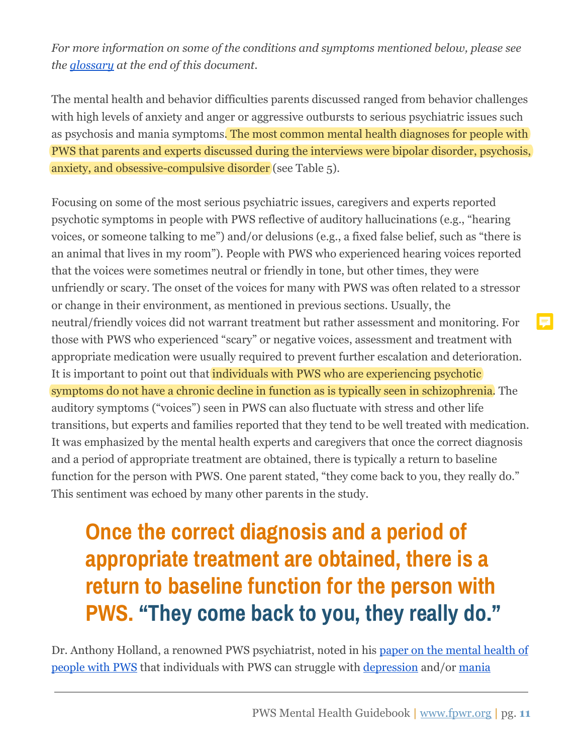*For more information on some of the conditions and symptoms mentioned below, please see the [glossary](#) at the end of this document.*

The mental health and behavior difficulties parents discussed ranged from behavior challenges with high levels of anxiety and anger or aggressive outbursts to serious psychiatric issues such as psychosis and mania symptoms. The most common mental health diagnoses for people with PWS that parents and experts discussed during the interviews were bipolar disorder, psychosis, anxiety, and obsessive-compulsive disorder (see Table 5).

Focusing on some of the most serious psychiatric issues, caregivers and experts reported psychotic symptoms in people with PWS reflective of auditory hallucinations (e.g., "hearing voices, or someone talking to me") and/or delusions (e.g., a fixed false belief, such as "there is an animal that lives in my room"). People with PWS who experienced hearing voices reported that the voices were sometimes neutral or friendly in tone, but other times, they were unfriendly or scary. The onset of the voices for many with PWS was often related to a stressor or change in their environment, as mentioned in previous sections. Usually, the neutral/friendly voices did not warrant treatment but rather assessment and monitoring. For those with PWS who experienced "scary" or negative voices, assessment and treatment with appropriate medication were usually required to prevent further escalation and deterioration. It is important to point out that individuals with PWS who are experiencing psychotic symptoms do not have a chronic decline in function as is typically seen in schizophrenia. The auditory symptoms ("voices") seen in PWS can also fluctuate with stress and other life transitions, but experts and families reported that they tend to be well treated with medication. It was emphasized by the mental health experts and caregivers that once the correct diagnosis and a period of appropriate treatment are obtained, there is typically a return to baseline function for the person with PWS. One parent stated, "they come back to you, they really do." This sentiment was echoed by many other parents in the study.

> **Once the correct diagnosis and a period of appropriate treatment are obtained, there is a return to baseline function for the person with PWS. "They come back to you, they really do."**

Dr. Anthony Holland, a renowned PWS psychiatrist, noted in his [paper on the mental health of people with PWS](#) that individuals with PWS can struggle with [depression](#) and/or [mania](#)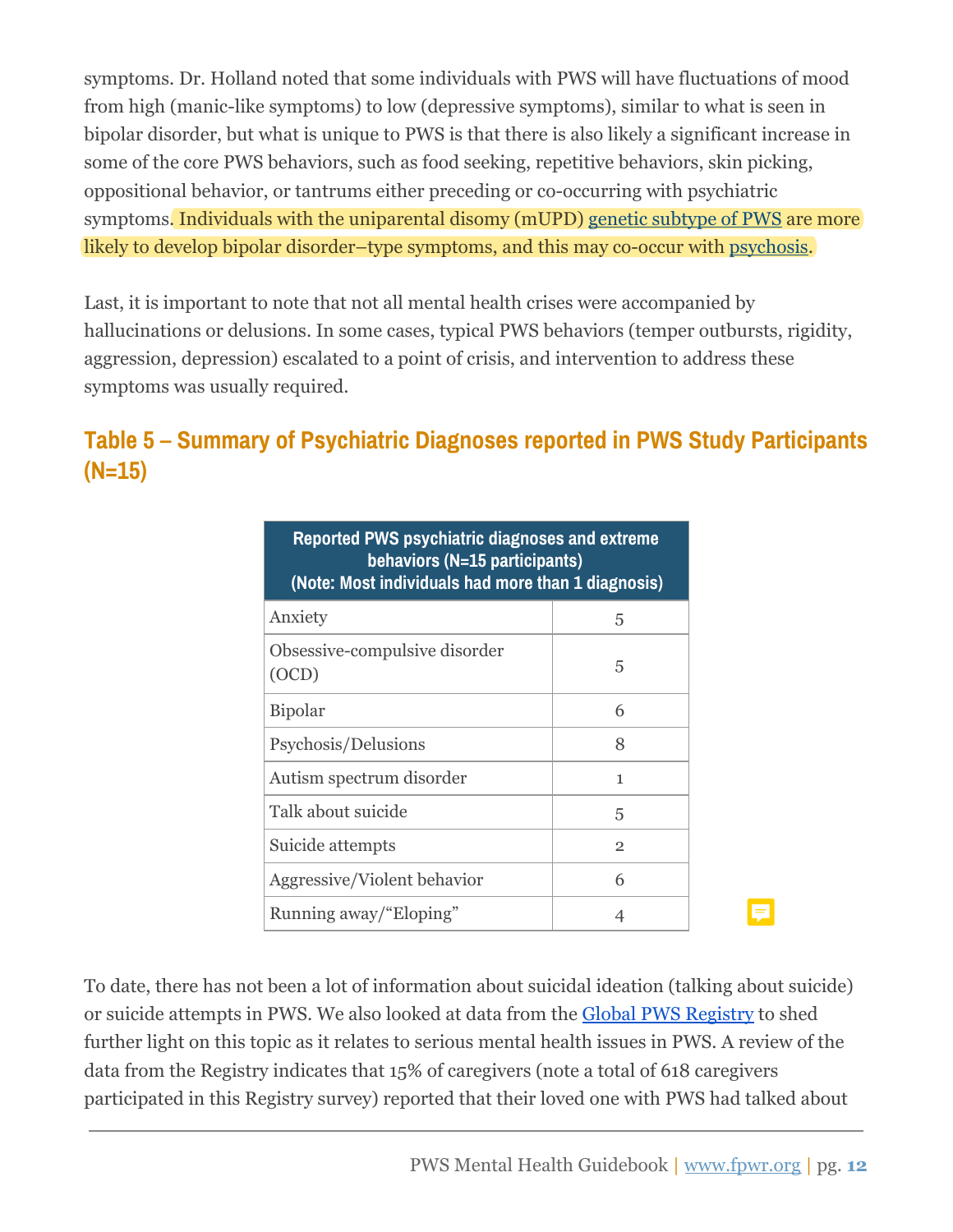symptoms. Dr. Holland noted that some individuals with PWS will have fluctuations of mood from high (manic-like symptoms) to low (depressive symptoms), similar to what is seen in bipolar disorder, but what is unique to PWS is that there is also likely a significant increase in some of the core PWS behaviors, such as food seeking, repetitive behaviors, skin picking, oppositional behavior, or tantrums either preceding or co-occurring with psychiatric symptoms. Individuals with the uniparental disomy (mUPD) genetic subtype of PWS are more likely to develop bipolar disorder–type symptoms, and this may co-occur with psychosis.

Last, it is important to note that not all mental health crises were accompanied by hallucinations or delusions. In some cases, typical PWS behaviors (temper outbursts, rigidity, aggression, depression) escalated to a point of crisis, and intervention to address these symptoms was usually required.

## Table 5 – Summary of Psychiatric Diagnoses reported in PWS Study Participants (N=15)

| Reported PWS psychiatric diagnoses and extreme behaviors (N=15 participants) (Note: Most individuals had more than 1 diagnosis) | |
|---|---|
| Anxiety | 5 |
| Obsessive-compulsive disorder (OCD) | 5 |
| Bipolar | 6 |
| Psychosis/Delusions | 8 |
| Autism spectrum disorder | 1 |
| Talk about suicide | 5 |
| Suicide attempts | 2 |
| Aggressive/Violent behavior | 6 |
| Running away/"Eloping" | 4 |

To date, there has not been a lot of information about suicidal ideation (talking about suicide) or suicide attempts in PWS. We also looked at data from the Global PWS Registry to shed further light on this topic as it relates to serious mental health issues in PWS. A review of the data from the Registry indicates that 15% of caregivers (note a total of 618 caregivers participated in this Registry survey) reported that their loved one with PWS had talked about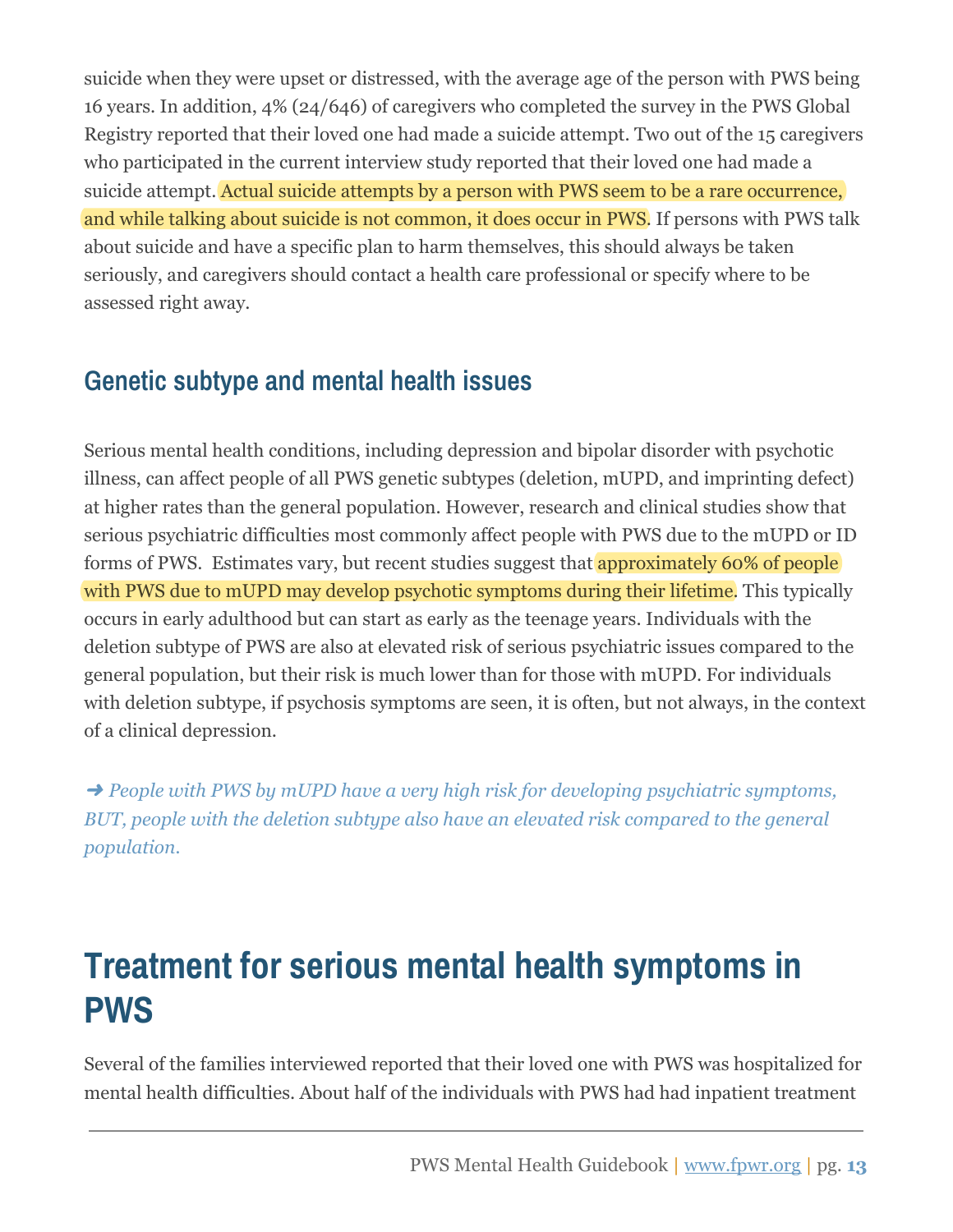suicide when they were upset or distressed, with the average age of the person with PWS being 16 years. In addition, 4% (24/646) of caregivers who completed the survey in the PWS Global Registry reported that their loved one had made a suicide attempt. Two out of the 15 caregivers who participated in the current interview study reported that their loved one had made a suicide attempt. Actual suicide attempts by a person with PWS seem to be a rare occurrence, and while talking about suicide is not common, it does occur in PWS. If persons with PWS talk about suicide and have a specific plan to harm themselves, this should always be taken seriously, and caregivers should contact a health care professional or specify where to be assessed right away.

## Genetic subtype and mental health issues

Serious mental health conditions, including depression and bipolar disorder with psychotic illness, can affect people of all PWS genetic subtypes (deletion, mUPD, and imprinting defect) at higher rates than the general population. However, research and clinical studies show that serious psychiatric difficulties most commonly affect people with PWS due to the mUPD or ID forms of PWS. Estimates vary, but recent studies suggest that approximately 60% of people with PWS due to mUPD may develop psychotic symptoms during their lifetime. This typically occurs in early adulthood but can start as early as the teenage years. Individuals with the deletion subtype of PWS are also at elevated risk of serious psychiatric issues compared to the general population, but their risk is much lower than for those with mUPD. For individuals with deletion subtype, if psychosis symptoms are seen, it is often, but not always, in the context of a clinical depression.

➜ *People with PWS by mUPD have a very high risk for developing psychiatric symptoms, BUT, people with the deletion subtype also have an elevated risk compared to the general population.*

# Treatment for serious mental health symptoms in PWS

Several of the families interviewed reported that their loved one with PWS was hospitalized for mental health difficulties. About half of the individuals with PWS had had inpatient treatment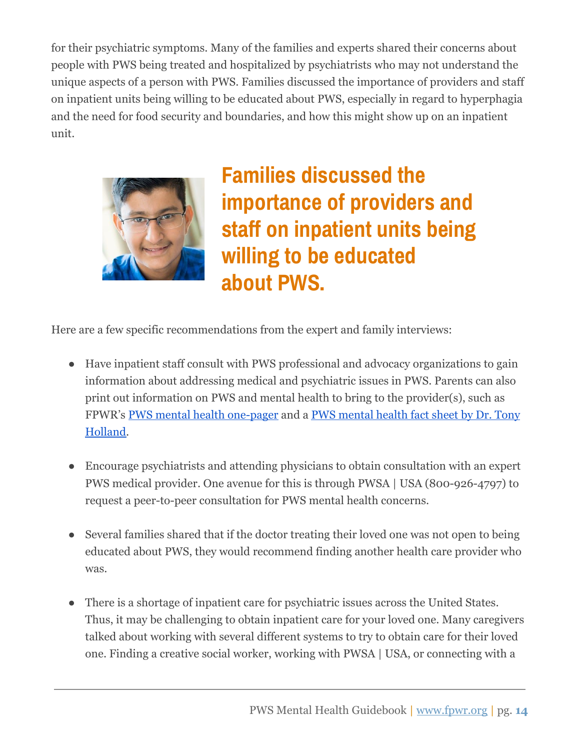for their psychiatric symptoms. Many of the families and experts shared their concerns about people with PWS being treated and hospitalized by psychiatrists who may not understand the unique aspects of a person with PWS. Families discussed the importance of providers and staff on inpatient units being willing to be educated about PWS, especially in regard to hyperphagia and the need for food security and boundaries, and how this might show up on an inpatient unit.

**Families discussed the importance of providers and staff on inpatient units being willing to be educated about PWS.**

Here are a few specific recommendations from the expert and family interviews:

- Have inpatient staff consult with PWS professional and advocacy organizations to gain information about addressing medical and psychiatric issues in PWS. Parents can also print out information on PWS and mental health to bring to the provider(s), such as FPWR's PWS mental health one-pager and a PWS mental health fact sheet by Dr. Tony Holland.

- Encourage psychiatrists and attending physicians to obtain consultation with an expert PWS medical provider. One avenue for this is through PWSA | USA (800-926-4797) to request a peer-to-peer consultation for PWS mental health concerns.

- Several families shared that if the doctor treating their loved one was not open to being educated about PWS, they would recommend finding another health care provider who was.

- There is a shortage of inpatient care for psychiatric issues across the United States. Thus, it may be challenging to obtain inpatient care for your loved one. Many caregivers talked about working with several different systems to try to obtain care for their loved one. Finding a creative social worker, working with PWSA | USA, or connecting with a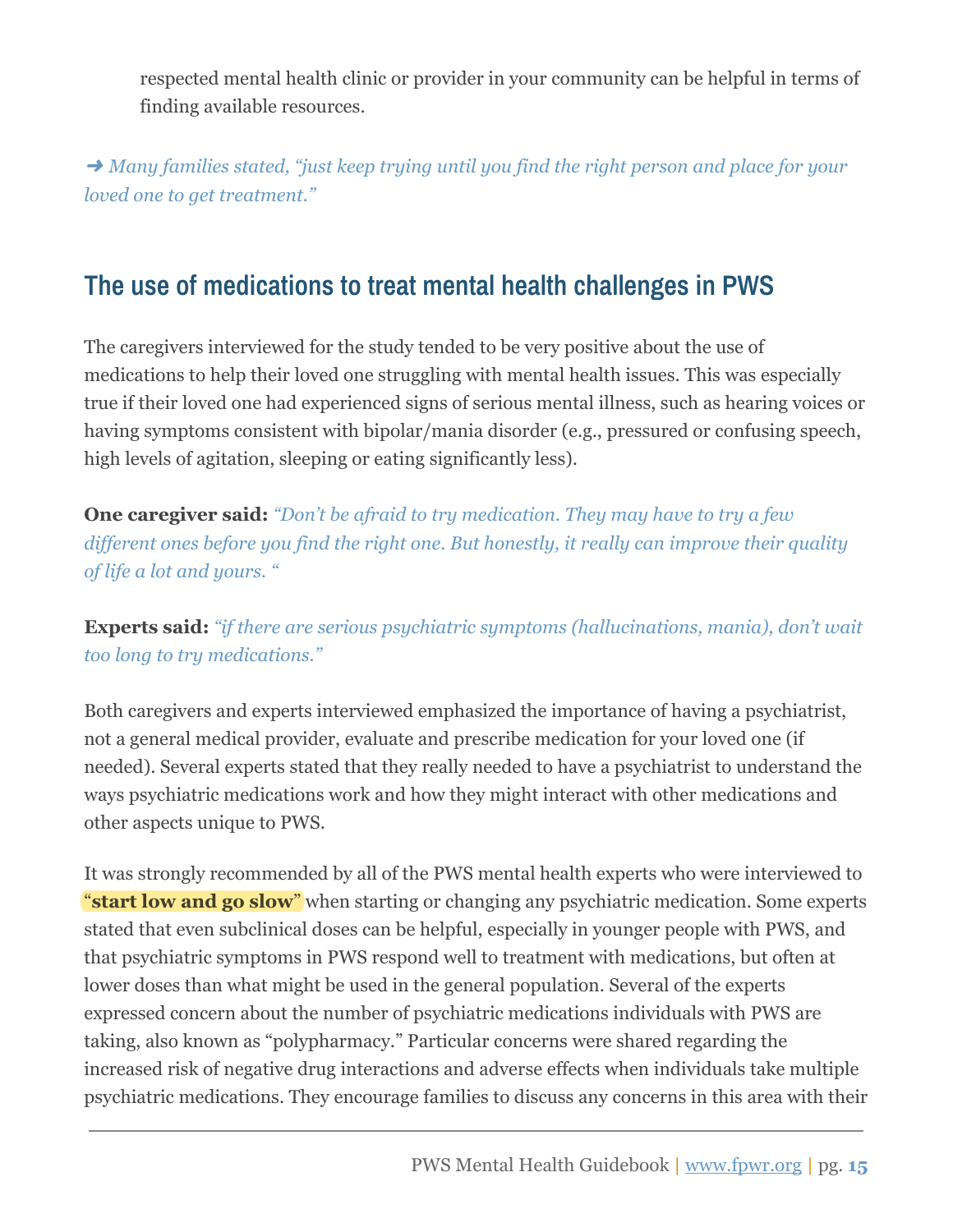respected mental health clinic or provider in your community can be helpful in terms of finding available resources.

➜ *Many families stated, "just keep trying until you find the right person and place for your loved one to get treatment."*

## The use of medications to treat mental health challenges in PWS

The caregivers interviewed for the study tended to be very positive about the use of medications to help their loved one struggling with mental health issues. This was especially true if their loved one had experienced signs of serious mental illness, such as hearing voices or having symptoms consistent with bipolar/mania disorder (e.g., pressured or confusing speech, high levels of agitation, sleeping or eating significantly less).

**One caregiver said:** *"Don't be afraid to try medication. They may have to try a few different ones before you find the right one. But honestly, it really can improve their quality of life a lot and yours. "*

**Experts said:** *"if there are serious psychiatric symptoms (hallucinations, mania), don't wait too long to try medications."*

Both caregivers and experts interviewed emphasized the importance of having a psychiatrist, not a general medical provider, evaluate and prescribe medication for your loved one (if needed). Several experts stated that they really needed to have a psychiatrist to understand the ways psychiatric medications work and how they might interact with other medications and other aspects unique to PWS.

It was strongly recommended by all of the PWS mental health experts who were interviewed to "**start low and go slow**" when starting or changing any psychiatric medication. Some experts stated that even subclinical doses can be helpful, especially in younger people with PWS, and that psychiatric symptoms in PWS respond well to treatment with medications, but often at lower doses than what might be used in the general population. Several of the experts expressed concern about the number of psychiatric medications individuals with PWS are taking, also known as "polypharmacy." Particular concerns were shared regarding the increased risk of negative drug interactions and adverse effects when individuals take multiple psychiatric medications. They encourage families to discuss any concerns in this area with their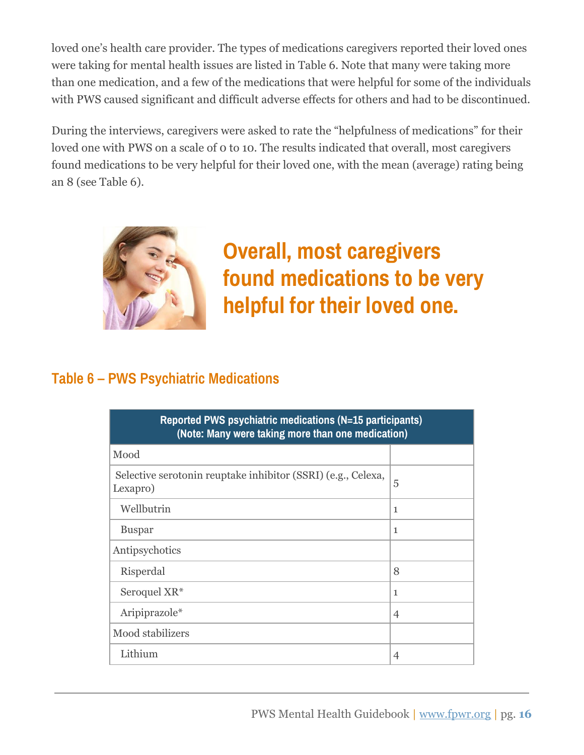loved one's health care provider. The types of medications caregivers reported their loved ones were taking for mental health issues are listed in Table 6. Note that many were taking more than one medication, and a few of the medications that were helpful for some of the individuals with PWS caused significant and difficult adverse effects for others and had to be discontinued.

During the interviews, caregivers were asked to rate the "helpfulness of medications" for their loved one with PWS on a scale of 0 to 10. The results indicated that overall, most caregivers found medications to be very helpful for their loved one, with the mean (average) rating being an 8 (see Table 6).

**Overall, most caregivers found medications to be very helpful for their loved one.**

## Table 6 – PWS Psychiatric Medications

| Reported PWS psychiatric medications (N=15 participants) (Note: Many were taking more than one medication) | |
|---|---|
| Mood | |
| Selective serotonin reuptake inhibitor (SSRI) (e.g., Celexa, Lexapro) | 5 |
| Wellbutrin | 1 |
| Buspar | 1 |
| Antipsychotics | |
| Risperdal | 8 |
| Seroquel XR* | 1 |
| Aripiprazole* | 4 |
| Mood stabilizers | |
| Lithium | 4 |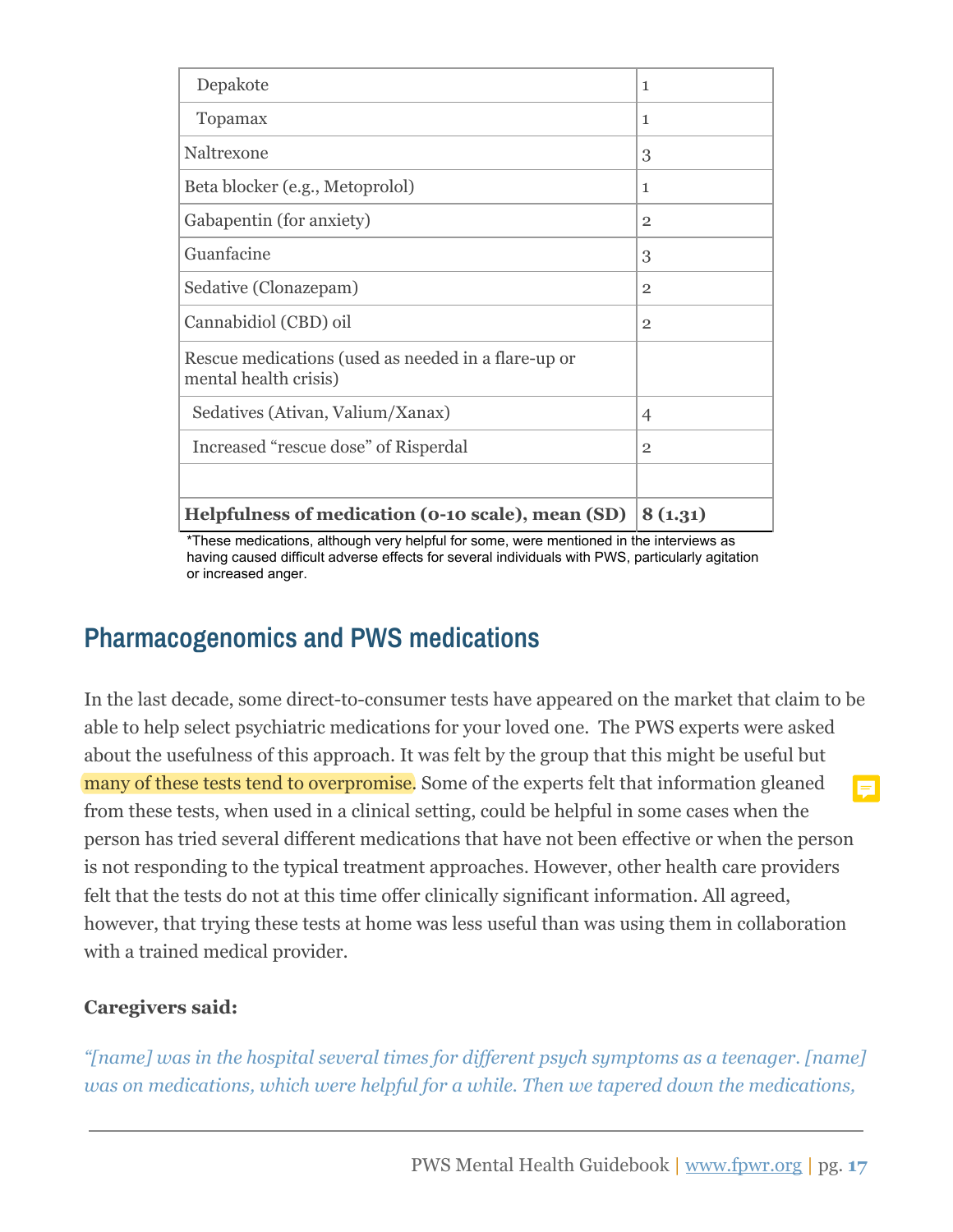| | |
|---|---|
| Depakote | 1 |
| Topamax | 1 |
| Naltrexone | 3 |
| Beta blocker (e.g., Metoprolol) | 1 |
| Gabapentin (for anxiety) | 2 |
| Guanfacine | 3 |
| Sedative (Clonazepam) | 2 |
| Cannabidiol (CBD) oil | 2 |
| Rescue medications (used as needed in a flare-up or mental health crisis) | |
| Sedatives (Ativan, Valium/Xanax) | 4 |
| Increased “rescue dose” of Risperdal | 2 |
| | |
| **Helpfulness of medication (0-10 scale), mean (SD)** | **8 (1.31)** |

*These medications, although very helpful for some, were mentioned in the interviews as having caused difficult adverse effects for several individuals with PWS, particularly agitation or increased anger.

## Pharmacogenomics and PWS medications

In the last decade, some direct-to-consumer tests have appeared on the market that claim to be able to help select psychiatric medications for your loved one. The PWS experts were asked about the usefulness of this approach. It was felt by the group that this might be useful but many of these tests tend to overpromise. Some of the experts felt that information gleaned from these tests, when used in a clinical setting, could be helpful in some cases when the person has tried several different medications that have not been effective or when the person is not responding to the typical treatment approaches. However, other health care providers felt that the tests do not at this time offer clinically significant information. All agreed, however, that trying these tests at home was less useful than was using them in collaboration with a trained medical provider.

**Caregivers said:**

*“[name] was in the hospital several times for different psych symptoms as a teenager. [name] was on medications, which were helpful for a while. Then we tapered down the medications,*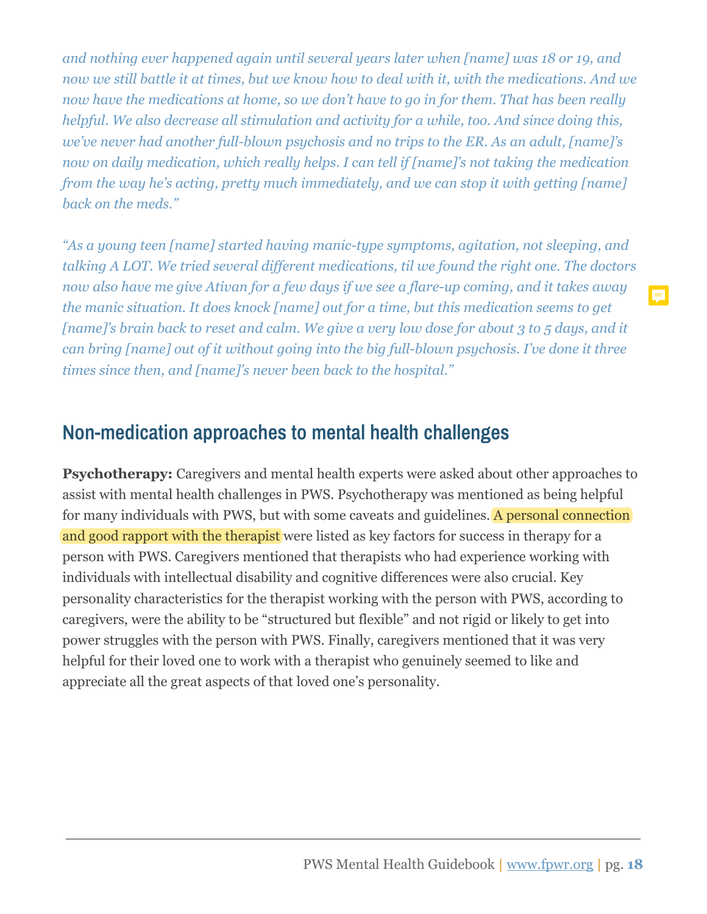*and nothing ever happened again until several years later when [name] was 18 or 19, and now we still battle it at times, but we know how to deal with it, with the medications. And we now have the medications at home, so we don't have to go in for them. That has been really helpful. We also decrease all stimulation and activity for a while, too. And since doing this, we've never had another full-blown psychosis and no trips to the ER. As an adult, [name]'s now on daily medication, which really helps. I can tell if [name]'s not taking the medication from the way he's acting, pretty much immediately, and we can stop it with getting [name] back on the meds."*

*"As a young teen [name] started having manic-type symptoms, agitation, not sleeping, and talking A LOT. We tried several different medications, til we found the right one. The doctors now also have me give Ativan for a few days if we see a flare-up coming, and it takes away the manic situation. It does knock [name] out for a time, but this medication seems to get [name]'s brain back to reset and calm. We give a very low dose for about 3 to 5 days, and it can bring [name] out of it without going into the big full-blown psychosis. I've done it three times since then, and [name]'s never been back to the hospital."*

## Non-medication approaches to mental health challenges

**Psychotherapy:** Caregivers and mental health experts were asked about other approaches to assist with mental health challenges in PWS. Psychotherapy was mentioned as being helpful for many individuals with PWS, but with some caveats and guidelines. A personal connection and good rapport with the therapist were listed as key factors for success in therapy for a person with PWS. Caregivers mentioned that therapists who had experience working with individuals with intellectual disability and cognitive differences were also crucial. Key personality characteristics for the therapist working with the person with PWS, according to caregivers, were the ability to be "structured but flexible" and not rigid or likely to get into power struggles with the person with PWS. Finally, caregivers mentioned that it was very helpful for their loved one to work with a therapist who genuinely seemed to like and appreciate all the great aspects of that loved one's personality.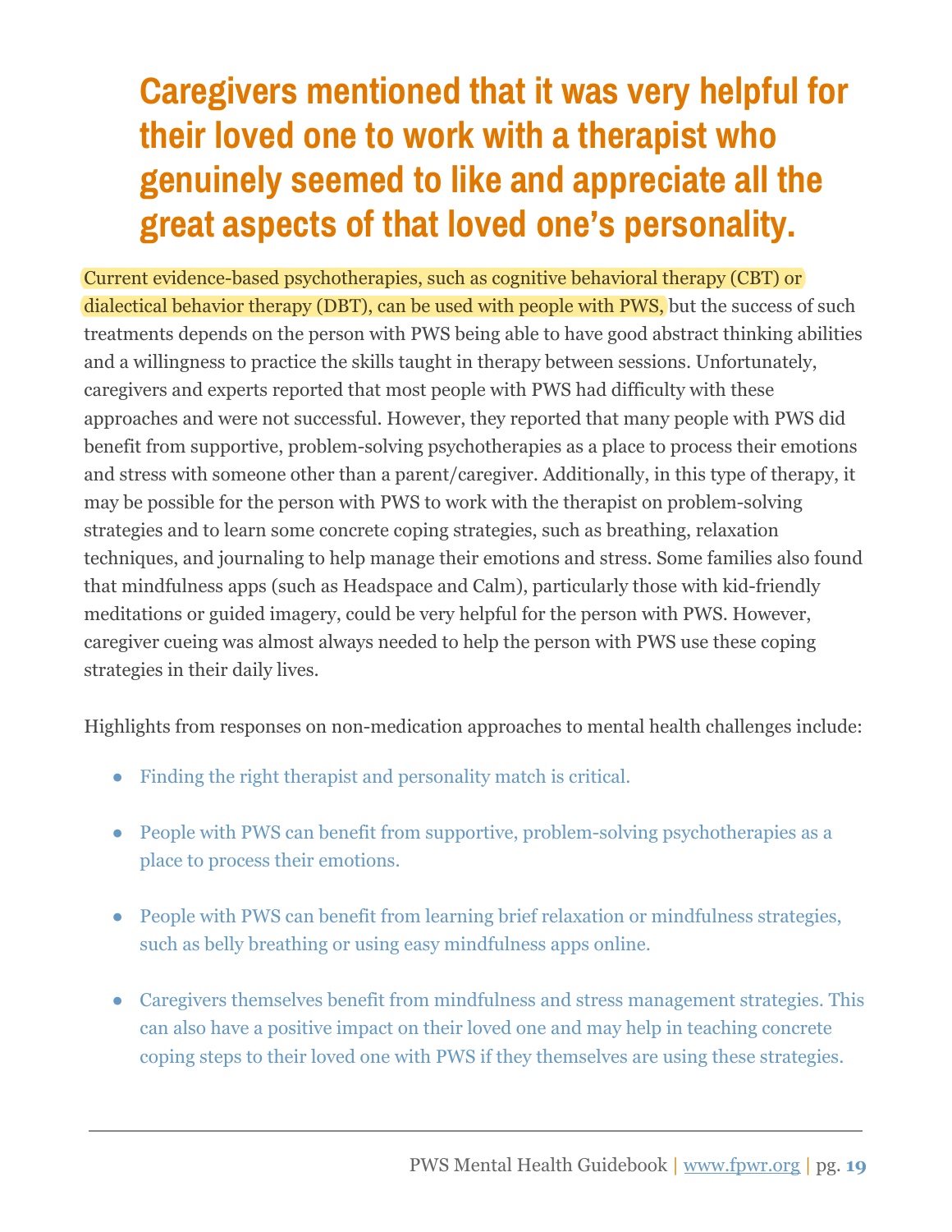## Caregivers mentioned that it was very helpful for their loved one to work with a therapist who genuinely seemed to like and appreciate all the great aspects of that loved one's personality.

Current evidence-based psychotherapies, such as cognitive behavioral therapy (CBT) or dialectical behavior therapy (DBT), can be used with people with PWS, but the success of such treatments depends on the person with PWS being able to have good abstract thinking abilities and a willingness to practice the skills taught in therapy between sessions. Unfortunately, caregivers and experts reported that most people with PWS had difficulty with these approaches and were not successful. However, they reported that many people with PWS did benefit from supportive, problem-solving psychotherapies as a place to process their emotions and stress with someone other than a parent/caregiver. Additionally, in this type of therapy, it may be possible for the person with PWS to work with the therapist on problem-solving strategies and to learn some concrete coping strategies, such as breathing, relaxation techniques, and journaling to help manage their emotions and stress. Some families also found that mindfulness apps (such as Headspace and Calm), particularly those with kid-friendly meditations or guided imagery, could be very helpful for the person with PWS. However, caregiver cueing was almost always needed to help the person with PWS use these coping strategies in their daily lives.

Highlights from responses on non-medication approaches to mental health challenges include:

- Finding the right therapist and personality match is critical.
- People with PWS can benefit from supportive, problem-solving psychotherapies as a place to process their emotions.
- People with PWS can benefit from learning brief relaxation or mindfulness strategies, such as belly breathing or using easy mindfulness apps online.
- Caregivers themselves benefit from mindfulness and stress management strategies. This can also have a positive impact on their loved one and may help in teaching concrete coping steps to their loved one with PWS if they themselves are using these strategies.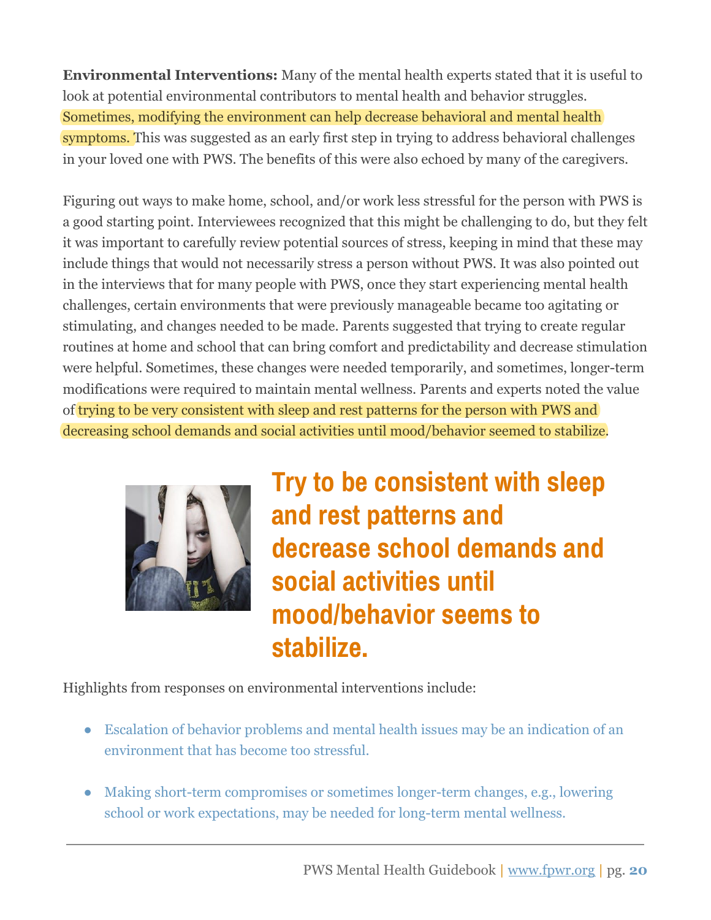**Environmental Interventions:** Many of the mental health experts stated that it is useful to look at potential environmental contributors to mental health and behavior struggles. Sometimes, modifying the environment can help decrease behavioral and mental health symptoms. This was suggested as an early first step in trying to address behavioral challenges in your loved one with PWS. The benefits of this were also echoed by many of the caregivers.

Figuring out ways to make home, school, and/or work less stressful for the person with PWS is a good starting point. Interviewees recognized that this might be challenging to do, but they felt it was important to carefully review potential sources of stress, keeping in mind that these may include things that would not necessarily stress a person without PWS. It was also pointed out in the interviews that for many people with PWS, once they start experiencing mental health challenges, certain environments that were previously manageable became too agitating or stimulating, and changes needed to be made. Parents suggested that trying to create regular routines at home and school that can bring comfort and predictability and decrease stimulation were helpful. Sometimes, these changes were needed temporarily, and sometimes, longer-term modifications were required to maintain mental wellness. Parents and experts noted the value of trying to be very consistent with sleep and rest patterns for the person with PWS and decreasing school demands and social activities until mood/behavior seemed to stabilize.

**Try to be consistent with sleep and rest patterns and decrease school demands and social activities until mood/behavior seems to stabilize.**

Highlights from responses on environmental interventions include:

- Escalation of behavior problems and mental health issues may be an indication of an environment that has become too stressful.
- Making short-term compromises or sometimes longer-term changes, e.g., lowering school or work expectations, may be needed for long-term mental wellness.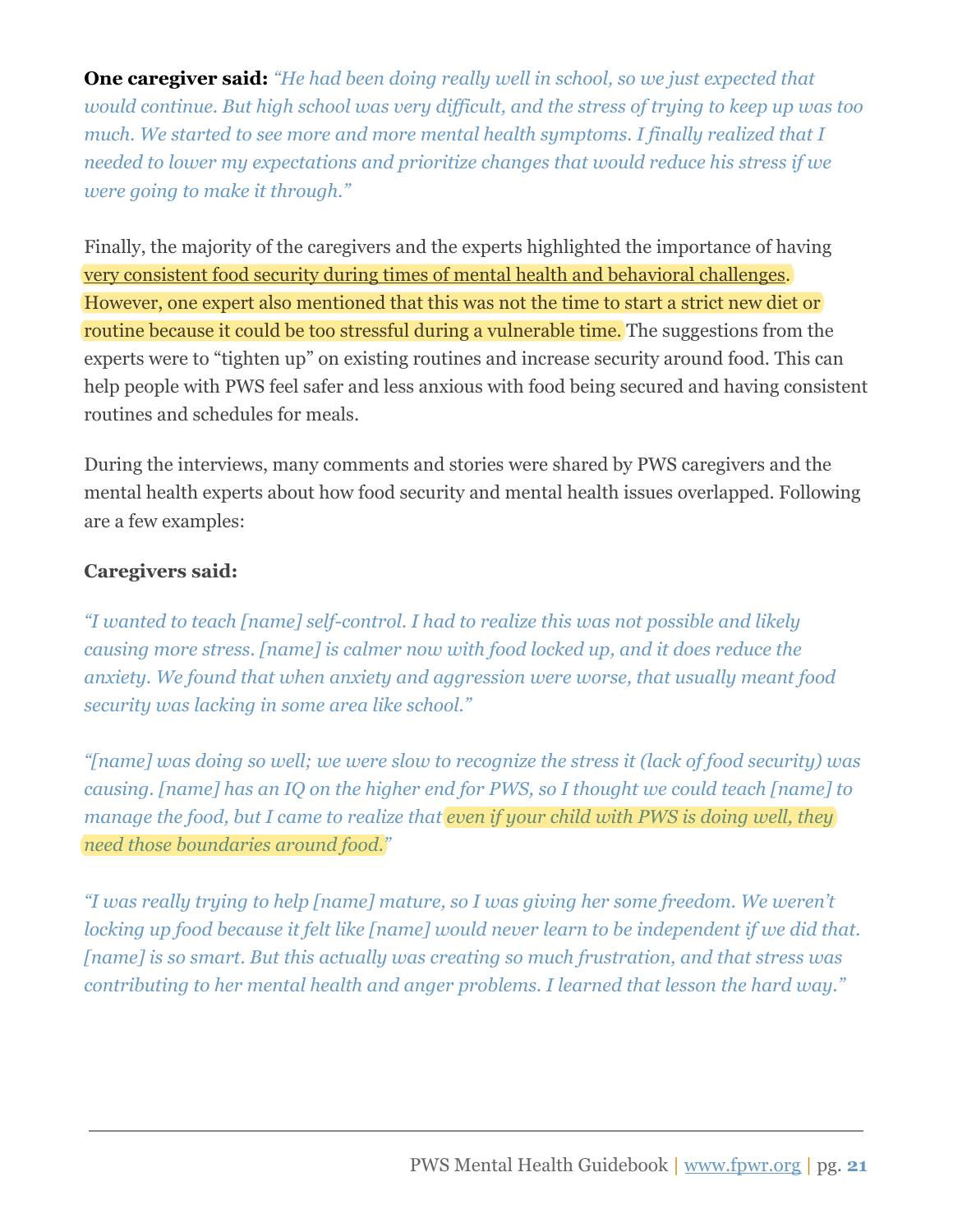**One caregiver said:** *"He had been doing really well in school, so we just expected that would continue. But high school was very difficult, and the stress of trying to keep up was too much. We started to see more and more mental health symptoms. I finally realized that I needed to lower my expectations and prioritize changes that would reduce his stress if we were going to make it through."*

Finally, the majority of the caregivers and the experts highlighted the importance of having very consistent food security during times of mental health and behavioral challenges. However, one expert also mentioned that this was not the time to start a strict new diet or routine because it could be too stressful during a vulnerable time. The suggestions from the experts were to "tighten up" on existing routines and increase security around food. This can help people with PWS feel safer and less anxious with food being secured and having consistent routines and schedules for meals.

During the interviews, many comments and stories were shared by PWS caregivers and the mental health experts about how food security and mental health issues overlapped. Following are a few examples:

**Caregivers said:**

*"I wanted to teach [name] self-control. I had to realize this was not possible and likely causing more stress. [name] is calmer now with food locked up, and it does reduce the anxiety. We found that when anxiety and aggression were worse, that usually meant food security was lacking in some area like school."*

*"[name] was doing so well; we were slow to recognize the stress it (lack of food security) was causing. [name] has an IQ on the higher end for PWS, so I thought we could teach [name] to manage the food, but I came to realize that even if your child with PWS is doing well, they need those boundaries around food."*

*"I was really trying to help [name] mature, so I was giving her some freedom. We weren't locking up food because it felt like [name] would never learn to be independent if we did that. [name] is so smart. But this actually was creating so much frustration, and that stress was contributing to her mental health and anger problems. I learned that lesson the hard way."*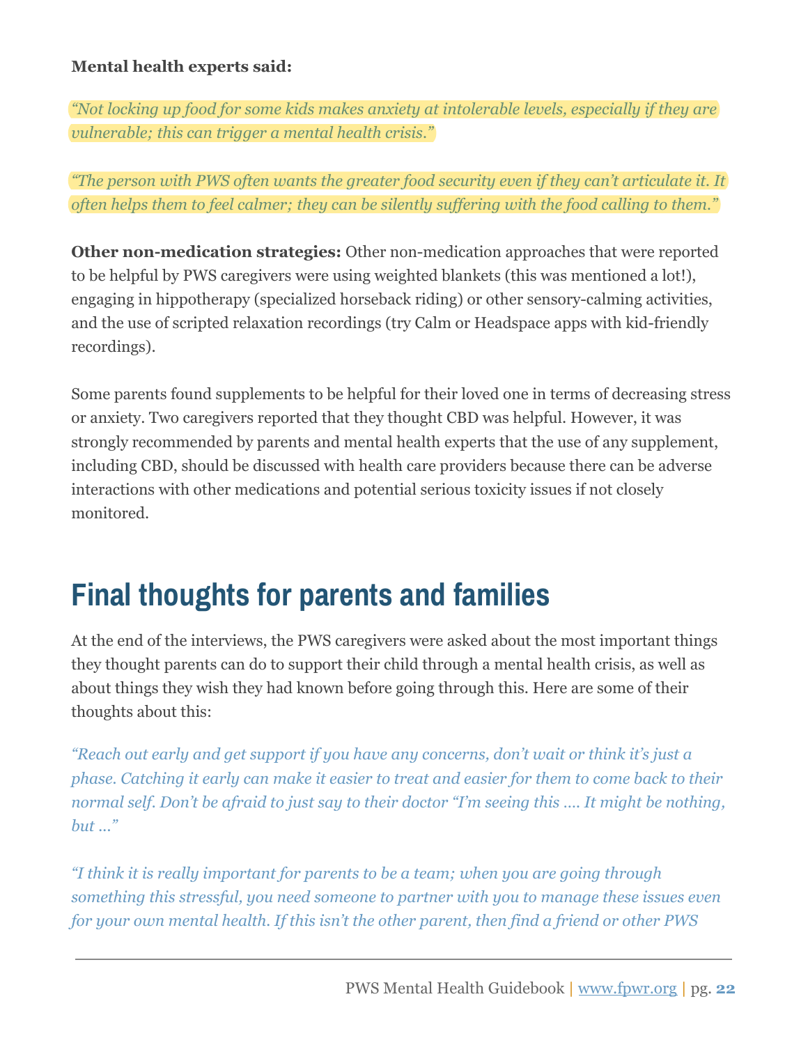**Mental health experts said:**

*"Not locking up food for some kids makes anxiety at intolerable levels, especially if they are vulnerable; this can trigger a mental health crisis."*

*"The person with PWS often wants the greater food security even if they can't articulate it. It often helps them to feel calmer; they can be silently suffering with the food calling to them."*

**Other non-medication strategies:** Other non-medication approaches that were reported to be helpful by PWS caregivers were using weighted blankets (this was mentioned a lot!), engaging in hippotherapy (specialized horseback riding) or other sensory-calming activities, and the use of scripted relaxation recordings (try Calm or Headspace apps with kid-friendly recordings).

Some parents found supplements to be helpful for their loved one in terms of decreasing stress or anxiety. Two caregivers reported that they thought CBD was helpful. However, it was strongly recommended by parents and mental health experts that the use of any supplement, including CBD, should be discussed with health care providers because there can be adverse interactions with other medications and potential serious toxicity issues if not closely monitored.

## Final thoughts for parents and families

At the end of the interviews, the PWS caregivers were asked about the most important things they thought parents can do to support their child through a mental health crisis, as well as about things they wish they had known before going through this. Here are some of their thoughts about this:

*"Reach out early and get support if you have any concerns, don't wait or think it's just a phase. Catching it early can make it easier to treat and easier for them to come back to their normal self. Don't be afraid to just say to their doctor "I'm seeing this .... It might be nothing, but ..."*

*"I think it is really important for parents to be a team; when you are going through something this stressful, you need someone to partner with you to manage these issues even for your own mental health. If this isn't the other parent, then find a friend or other PWS*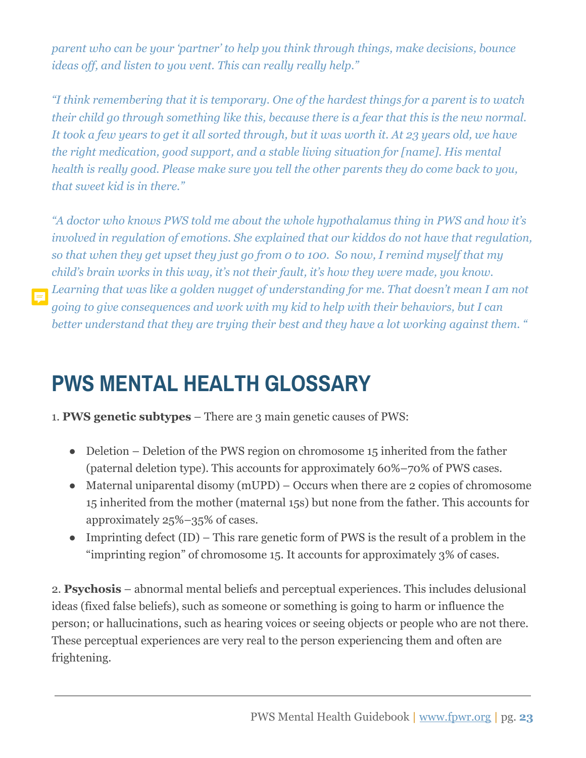*parent who can be your 'partner' to help you think through things, make decisions, bounce ideas off, and listen to you vent. This can really really help."*

*"I think remembering that it is temporary. One of the hardest things for a parent is to watch their child go through something like this, because there is a fear that this is the new normal. It took a few years to get it all sorted through, but it was worth it. At 23 years old, we have the right medication, good support, and a stable living situation for [name]. His mental health is really good. Please make sure you tell the other parents they do come back to you, that sweet kid is in there."*

*"A doctor who knows PWS told me about the whole hypothalamus thing in PWS and how it's involved in regulation of emotions. She explained that our kiddos do not have that regulation, so that when they get upset they just go from 0 to 100. So now, I remind myself that my child's brain works in this way, it's not their fault, it's how they were made, you know. Learning that was like a golden nugget of understanding for me. That doesn't mean I am not going to give consequences and work with my kid to help with their behaviors, but I can better understand that they are trying their best and they have a lot working against them. "*

## PWS MENTAL HEALTH GLOSSARY

1. **PWS genetic subtypes** – There are 3 main genetic causes of PWS:

- Deletion – Deletion of the PWS region on chromosome 15 inherited from the father (paternal deletion type). This accounts for approximately 60%–70% of PWS cases.
- Maternal uniparental disomy (mUPD) – Occurs when there are 2 copies of chromosome 15 inherited from the mother (maternal 15s) but none from the father. This accounts for approximately 25%–35% of cases.
- Imprinting defect (ID) – This rare genetic form of PWS is the result of a problem in the "imprinting region" of chromosome 15. It accounts for approximately 3% of cases.

2. **Psychosis** – abnormal mental beliefs and perceptual experiences. This includes delusional ideas (fixed false beliefs), such as someone or something is going to harm or influence the person; or hallucinations, such as hearing voices or seeing objects or people who are not there. These perceptual experiences are very real to the person experiencing them and often are frightening.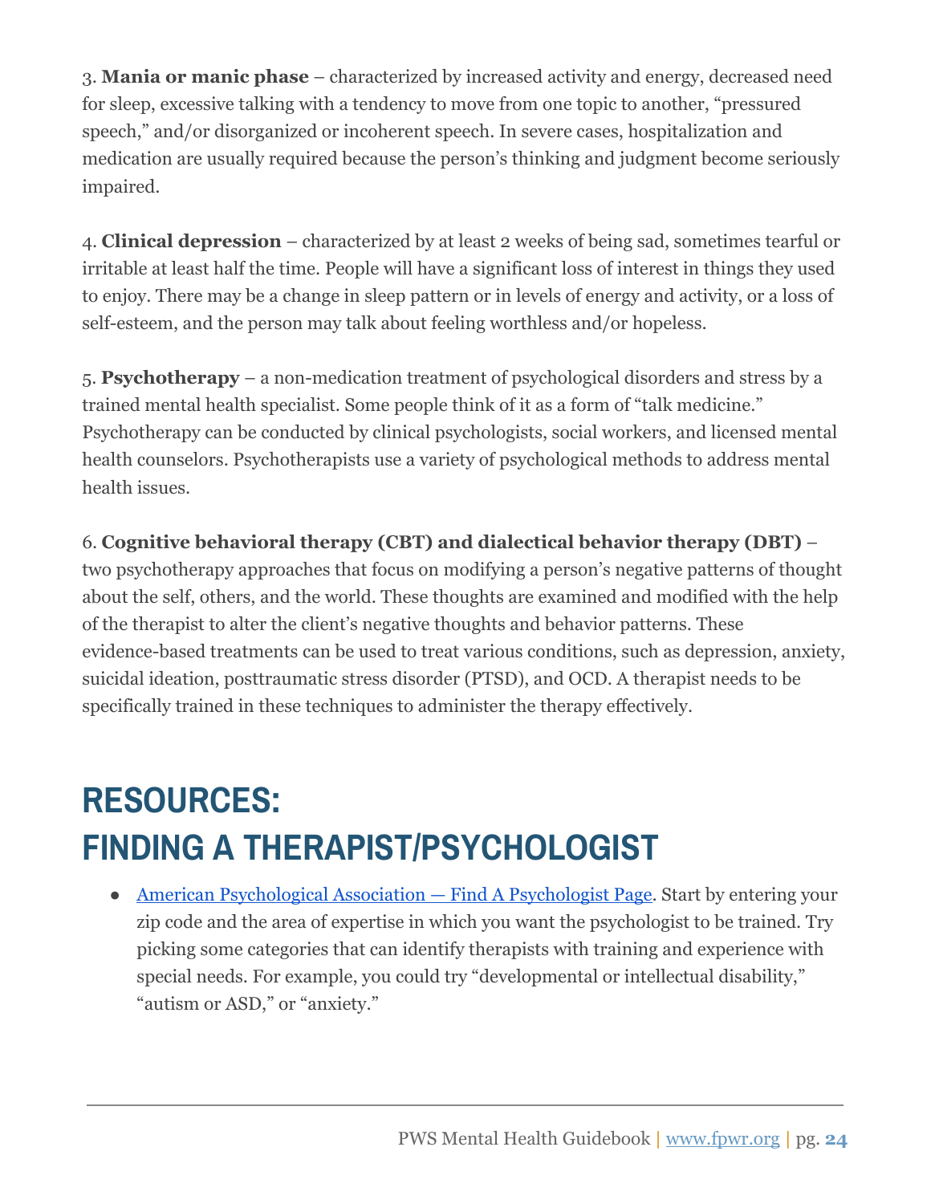3. **Mania or manic phase** – characterized by increased activity and energy, decreased need for sleep, excessive talking with a tendency to move from one topic to another, "pressured speech," and/or disorganized or incoherent speech. In severe cases, hospitalization and medication are usually required because the person's thinking and judgment become seriously impaired.

4. **Clinical depression** – characterized by at least 2 weeks of being sad, sometimes tearful or irritable at least half the time. People will have a significant loss of interest in things they used to enjoy. There may be a change in sleep pattern or in levels of energy and activity, or a loss of self-esteem, and the person may talk about feeling worthless and/or hopeless.

5. **Psychotherapy** – a non-medication treatment of psychological disorders and stress by a trained mental health specialist. Some people think of it as a form of "talk medicine." Psychotherapy can be conducted by clinical psychologists, social workers, and licensed mental health counselors. Psychotherapists use a variety of psychological methods to address mental health issues.

6. **Cognitive behavioral therapy (CBT) and dialectical behavior therapy (DBT)** – two psychotherapy approaches that focus on modifying a person's negative patterns of thought about the self, others, and the world. These thoughts are examined and modified with the help of the therapist to alter the client's negative thoughts and behavior patterns. These evidence-based treatments can be used to treat various conditions, such as depression, anxiety, suicidal ideation, posttraumatic stress disorder (PTSD), and OCD. A therapist needs to be specifically trained in these techniques to administer the therapy effectively.

# RESOURCES: FINDING A THERAPIST/PSYCHOLOGIST

- American Psychological Association — Find A Psychologist Page. Start by entering your zip code and the area of expertise in which you want the psychologist to be trained. Try picking some categories that can identify therapists with training and experience with special needs. For example, you could try "developmental or intellectual disability," "autism or ASD," or "anxiety."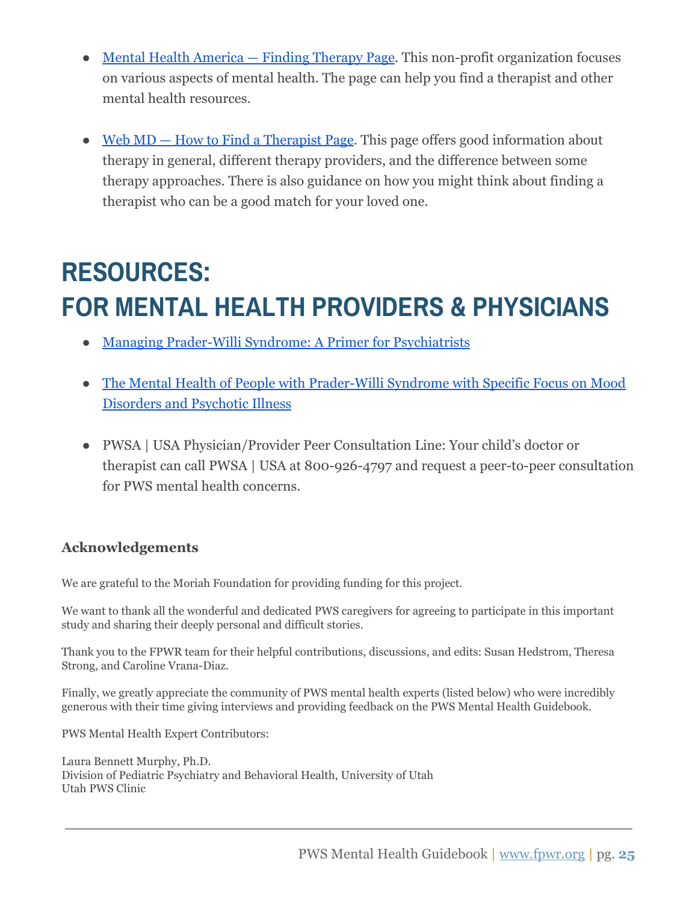- Mental Health America — Finding Therapy Page. This non-profit organization focuses on various aspects of mental health. The page can help you find a therapist and other mental health resources.

- Web MD — How to Find a Therapist Page. This page offers good information about therapy in general, different therapy providers, and the difference between some therapy approaches. There is also guidance on how you might think about finding a therapist who can be a good match for your loved one.

# RESOURCES:
# FOR MENTAL HEALTH PROVIDERS & PHYSICIANS

- Managing Prader-Willi Syndrome: A Primer for Psychiatrists

- The Mental Health of People with Prader-Willi Syndrome with Specific Focus on Mood Disorders and Psychotic Illness

- PWSA | USA Physician/Provider Peer Consultation Line: Your child's doctor or therapist can call PWSA | USA at 800-926-4797 and request a peer-to-peer consultation for PWS mental health concerns.

### Acknowledgements

We are grateful to the Moriah Foundation for providing funding for this project.

We want to thank all the wonderful and dedicated PWS caregivers for agreeing to participate in this important study and sharing their deeply personal and difficult stories.

Thank you to the FPWR team for their helpful contributions, discussions, and edits: Susan Hedstrom, Theresa Strong, and Caroline Vrana-Diaz.

Finally, we greatly appreciate the community of PWS mental health experts (listed below) who were incredibly generous with their time giving interviews and providing feedback on the PWS Mental Health Guidebook.

PWS Mental Health Expert Contributors:

Laura Bennett Murphy, Ph.D.
Division of Pediatric Psychiatry and Behavioral Health, University of Utah
Utah PWS Clinic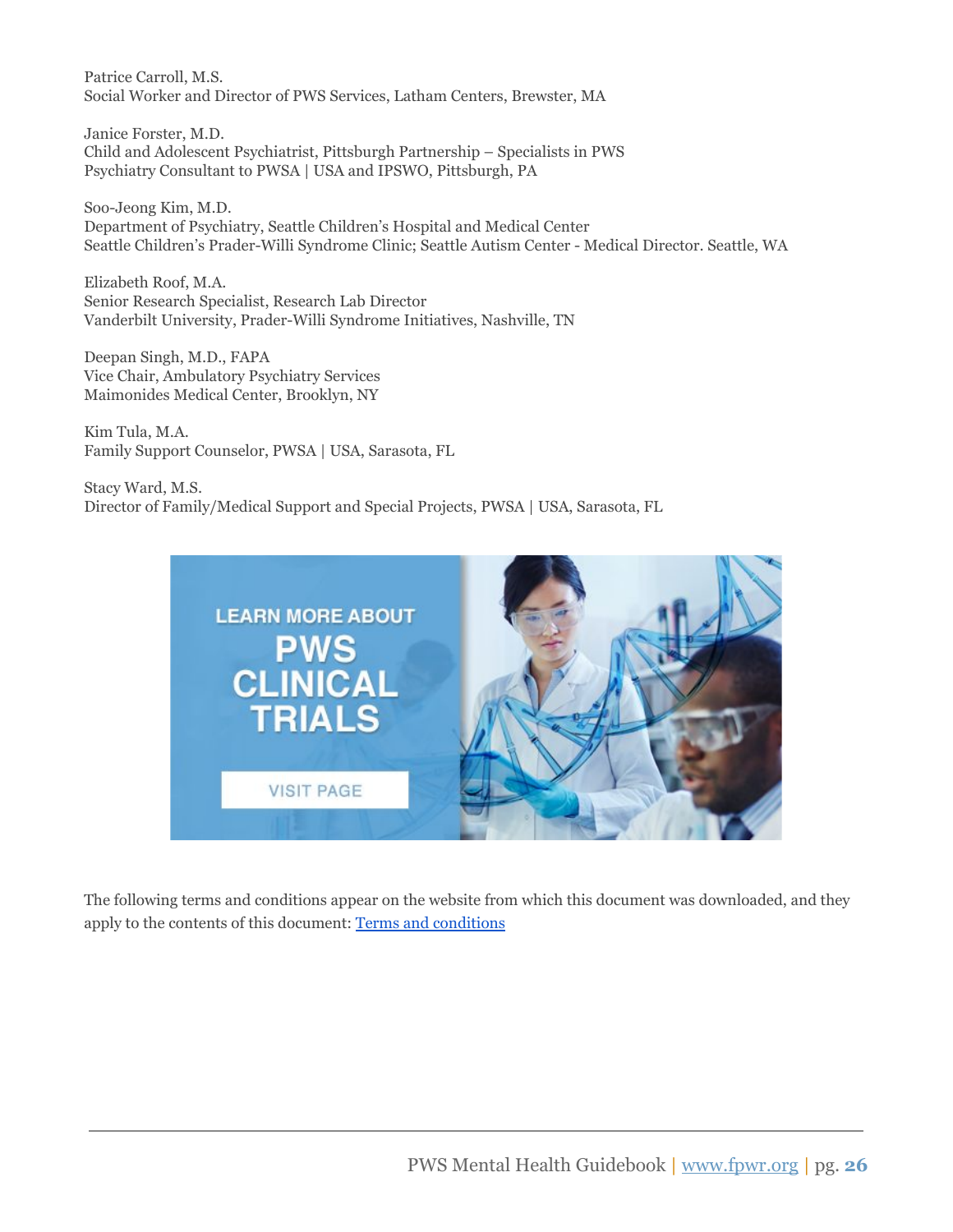Patrice Carroll, M.S.
Social Worker and Director of PWS Services, Latham Centers, Brewster, MA

Janice Forster, M.D.
Child and Adolescent Psychiatrist, Pittsburgh Partnership – Specialists in PWS
Psychiatry Consultant to PWSA | USA and IPSWO, Pittsburgh, PA

Soo-Jeong Kim, M.D.
Department of Psychiatry, Seattle Children's Hospital and Medical Center
Seattle Children's Prader-Willi Syndrome Clinic; Seattle Autism Center - Medical Director. Seattle, WA

Elizabeth Roof, M.A.
Senior Research Specialist, Research Lab Director
Vanderbilt University, Prader-Willi Syndrome Initiatives, Nashville, TN

Deepan Singh, M.D., FAPA
Vice Chair, Ambulatory Psychiatry Services
Maimonides Medical Center, Brooklyn, NY

Kim Tula, M.A.
Family Support Counselor, PWSA | USA, Sarasota, FL

Stacy Ward, M.S.
Director of Family/Medical Support and Special Projects, PWSA | USA, Sarasota, FL

LEARN MORE ABOUT PWS CLINICAL TRIALS

VISIT PAGE

The following terms and conditions appear on the website from which this document was downloaded, and they apply to the contents of this document: Terms and conditions